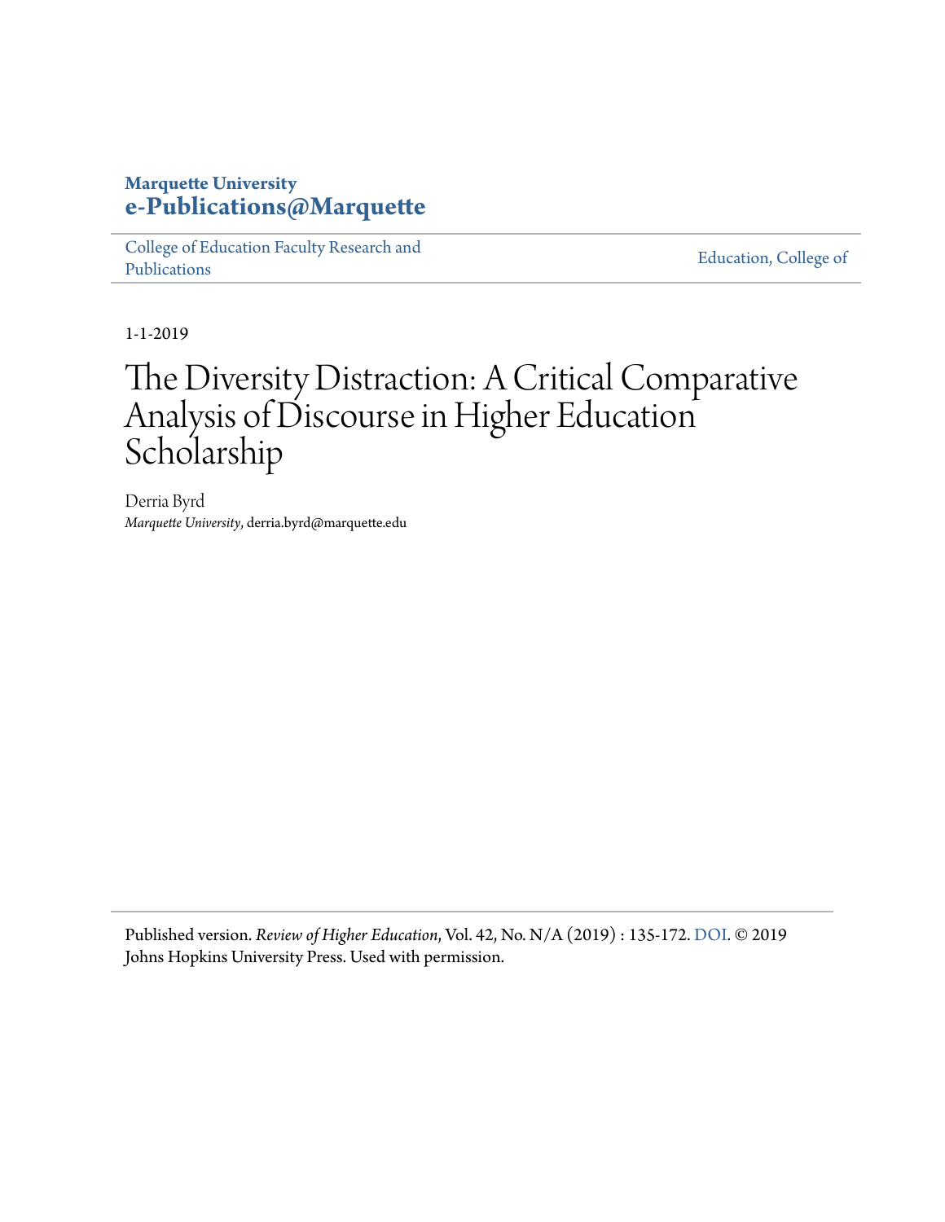**Marquette University**
**e-Publications@Marquette**

College of Education Faculty Research and Publications | Education, College of

1-1-2019

# The Diversity Distraction: A Critical Comparative Analysis of Discourse in Higher Education Scholarship

Derria Byrd
*Marquette University*, derria.byrd@marquette.edu

Published version. *Review of Higher Education*, Vol. 42, No. N/A (2019) : 135-172. DOI. © 2019 Johns Hopkins University Press. Used with permission.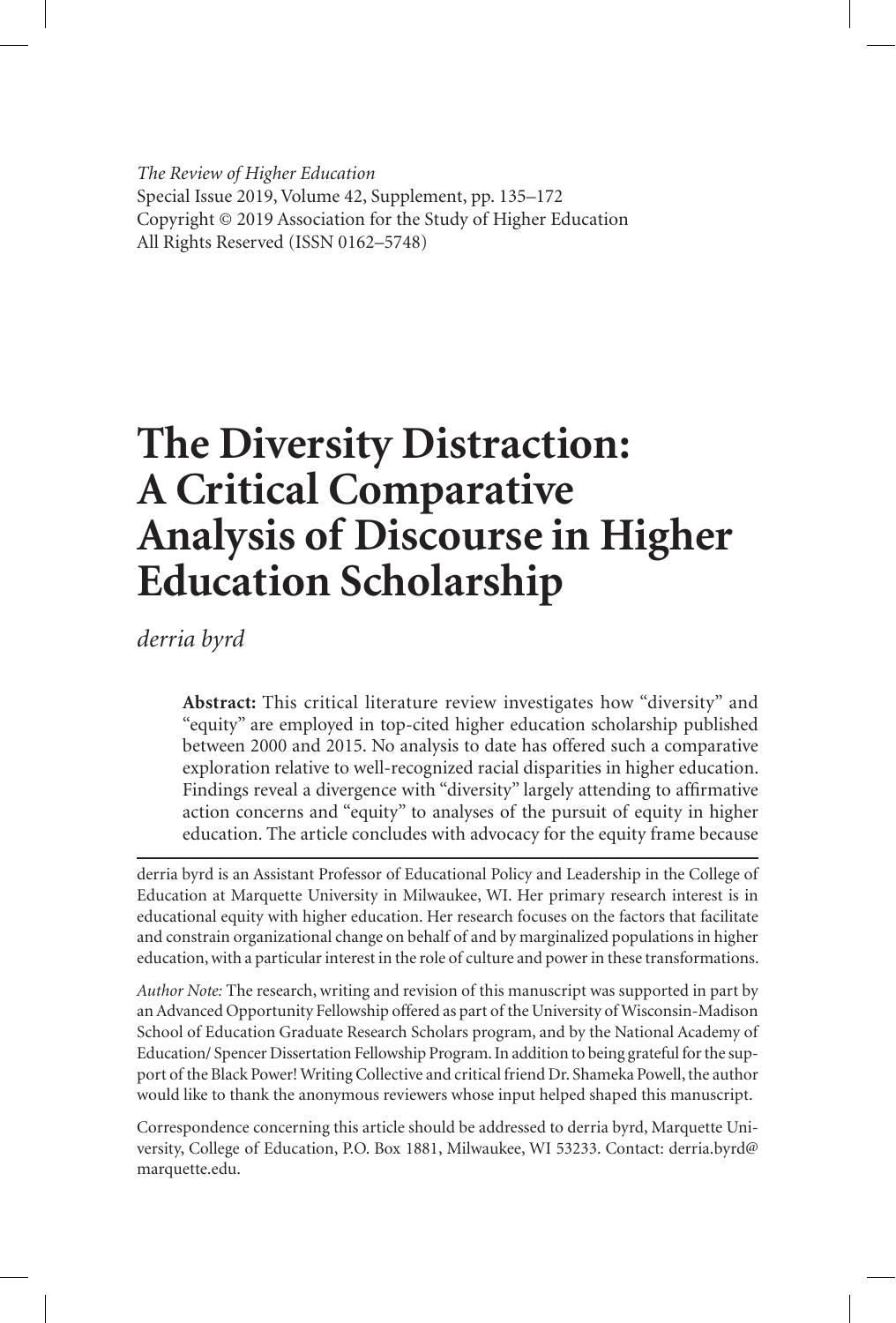*The Review of Higher Education*
Special Issue 2019, Volume 42, Supplement, pp. 135–172
Copyright © 2019 Association for the Study of Higher Education
All Rights Reserved (ISSN 0162–5748)

# The Diversity Distraction: A Critical Comparative Analysis of Discourse in Higher Education Scholarship

*derria byrd*

**Abstract:** This critical literature review investigates how "diversity" and "equity" are employed in top-cited higher education scholarship published between 2000 and 2015. No analysis to date has offered such a comparative exploration relative to well-recognized racial disparities in higher education. Findings reveal a divergence with "diversity" largely attending to affirmative action concerns and "equity" to analyses of the pursuit of equity in higher education. The article concludes with advocacy for the equity frame because

---

derria byrd is an Assistant Professor of Educational Policy and Leadership in the College of Education at Marquette University in Milwaukee, WI. Her primary research interest is in educational equity with higher education. Her research focuses on the factors that facilitate and constrain organizational change on behalf of and by marginalized populations in higher education, with a particular interest in the role of culture and power in these transformations.

*Author Note:* The research, writing and revision of this manuscript was supported in part by an Advanced Opportunity Fellowship offered as part of the University of Wisconsin-Madison School of Education Graduate Research Scholars program, and by the National Academy of Education/ Spencer Dissertation Fellowship Program. In addition to being grateful for the support of the Black Power! Writing Collective and critical friend Dr. Shameka Powell, the author would like to thank the anonymous reviewers whose input helped shaped this manuscript.

Correspondence concerning this article should be addressed to derria byrd, Marquette University, College of Education, P.O. Box 1881, Milwaukee, WI 53233. Contact: derria.byrd@marquette.edu.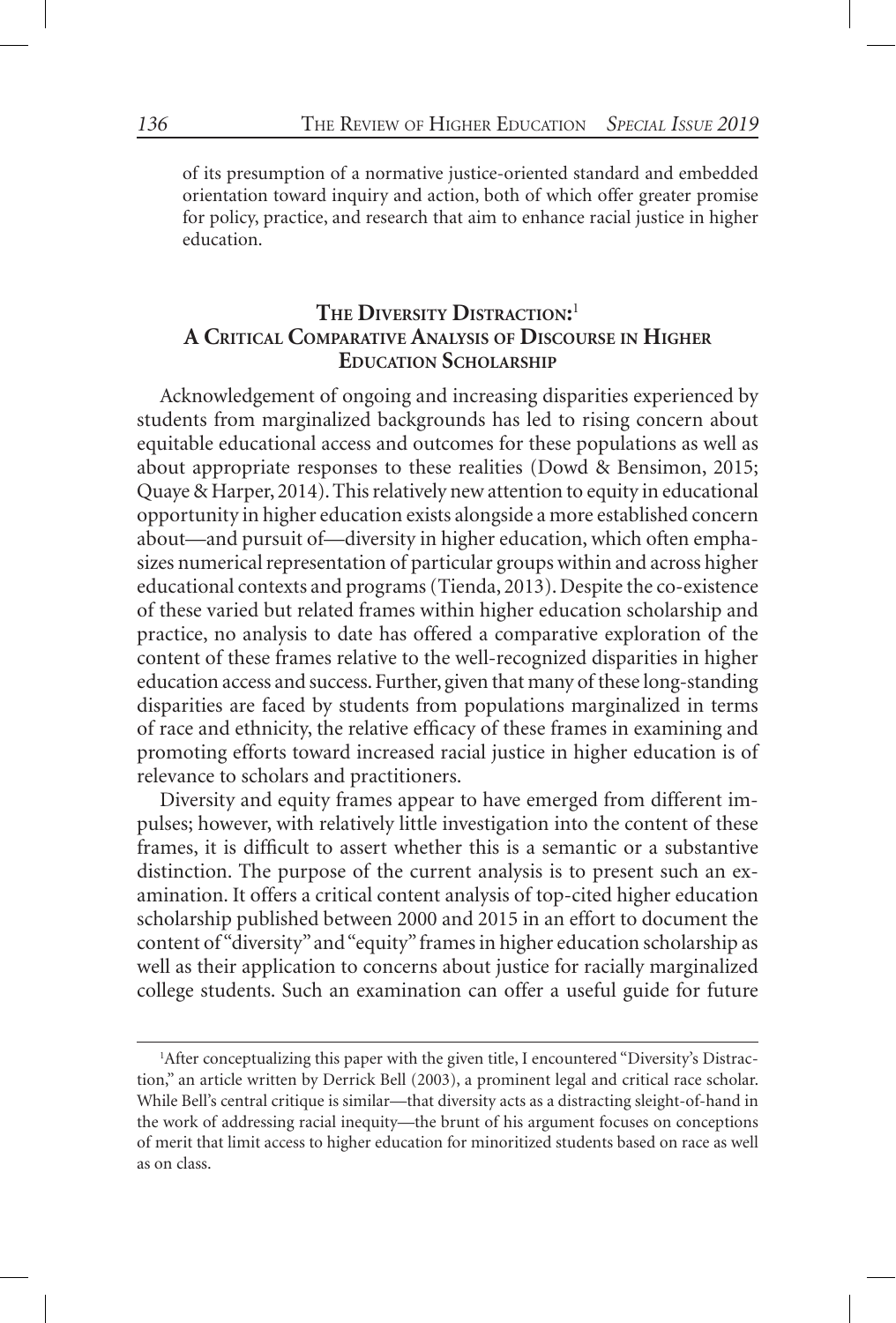of its presumption of a normative justice-oriented standard and embedded orientation toward inquiry and action, both of which offer greater promise for policy, practice, and research that aim to enhance racial justice in higher education.

## The Diversity Distraction:[1] A Critical Comparative Analysis of Discourse in Higher Education Scholarship

Acknowledgement of ongoing and increasing disparities experienced by students from marginalized backgrounds has led to rising concern about equitable educational access and outcomes for these populations as well as about appropriate responses to these realities (Dowd & Bensimon, 2015; Quaye & Harper, 2014). This relatively new attention to equity in educational opportunity in higher education exists alongside a more established concern about—and pursuit of—diversity in higher education, which often emphasizes numerical representation of particular groups within and across higher educational contexts and programs (Tienda, 2013). Despite the co-existence of these varied but related frames within higher education scholarship and practice, no analysis to date has offered a comparative exploration of the content of these frames relative to the well-recognized disparities in higher education access and success. Further, given that many of these long-standing disparities are faced by students from populations marginalized in terms of race and ethnicity, the relative efficacy of these frames in examining and promoting efforts toward increased racial justice in higher education is of relevance to scholars and practitioners.

Diversity and equity frames appear to have emerged from different impulses; however, with relatively little investigation into the content of these frames, it is difficult to assert whether this is a semantic or a substantive distinction. The purpose of the current analysis is to present such an examination. It offers a critical content analysis of top-cited higher education scholarship published between 2000 and 2015 in an effort to document the content of "diversity" and "equity" frames in higher education scholarship as well as their application to concerns about justice for racially marginalized college students. Such an examination can offer a useful guide for future

[1] After conceptualizing this paper with the given title, I encountered "Diversity's Distraction," an article written by Derrick Bell (2003), a prominent legal and critical race scholar. While Bell's central critique is similar—that diversity acts as a distracting sleight-of-hand in the work of addressing racial inequity—the brunt of his argument focuses on conceptions of merit that limit access to higher education for minoritized students based on race as well as on class.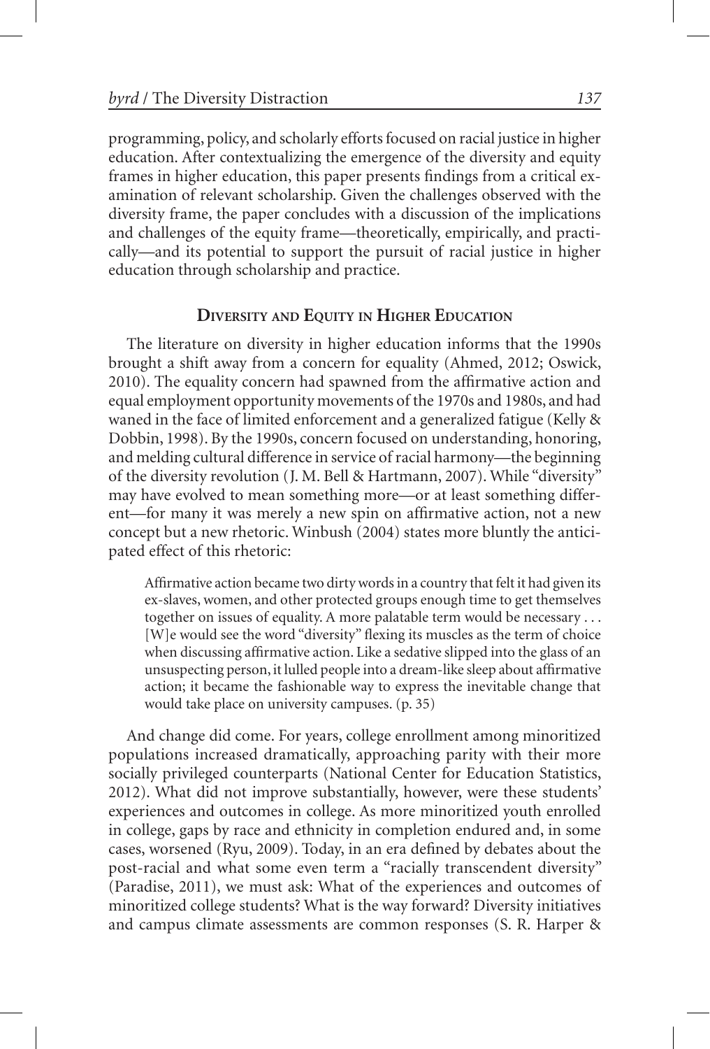programming, policy, and scholarly efforts focused on racial justice in higher education. After contextualizing the emergence of the diversity and equity frames in higher education, this paper presents findings from a critical examination of relevant scholarship. Given the challenges observed with the diversity frame, the paper concludes with a discussion of the implications and challenges of the equity frame—theoretically, empirically, and practically—and its potential to support the pursuit of racial justice in higher education through scholarship and practice.

## Diversity and Equity in Higher Education

The literature on diversity in higher education informs that the 1990s brought a shift away from a concern for equality (Ahmed, 2012; Oswick, 2010). The equality concern had spawned from the affirmative action and equal employment opportunity movements of the 1970s and 1980s, and had waned in the face of limited enforcement and a generalized fatigue (Kelly & Dobbin, 1998). By the 1990s, concern focused on understanding, honoring, and melding cultural difference in service of racial harmony—the beginning of the diversity revolution (J. M. Bell & Hartmann, 2007). While "diversity" may have evolved to mean something more—or at least something different—for many it was merely a new spin on affirmative action, not a new concept but a new rhetoric. Winbush (2004) states more bluntly the anticipated effect of this rhetoric:

> Affirmative action became two dirty words in a country that felt it had given its ex-slaves, women, and other protected groups enough time to get themselves together on issues of equality. A more palatable term would be necessary . . . [W]e would see the word "diversity" flexing its muscles as the term of choice when discussing affirmative action. Like a sedative slipped into the glass of an unsuspecting person, it lulled people into a dream-like sleep about affirmative action; it became the fashionable way to express the inevitable change that would take place on university campuses. (p. 35)

And change did come. For years, college enrollment among minoritized populations increased dramatically, approaching parity with their more socially privileged counterparts (National Center for Education Statistics, 2012). What did not improve substantially, however, were these students' experiences and outcomes in college. As more minoritized youth enrolled in college, gaps by race and ethnicity in completion endured and, in some cases, worsened (Ryu, 2009). Today, in an era defined by debates about the post-racial and what some even term a "racially transcendent diversity" (Paradise, 2011), we must ask: What of the experiences and outcomes of minoritized college students? What is the way forward? Diversity initiatives and campus climate assessments are common responses (S. R. Harper &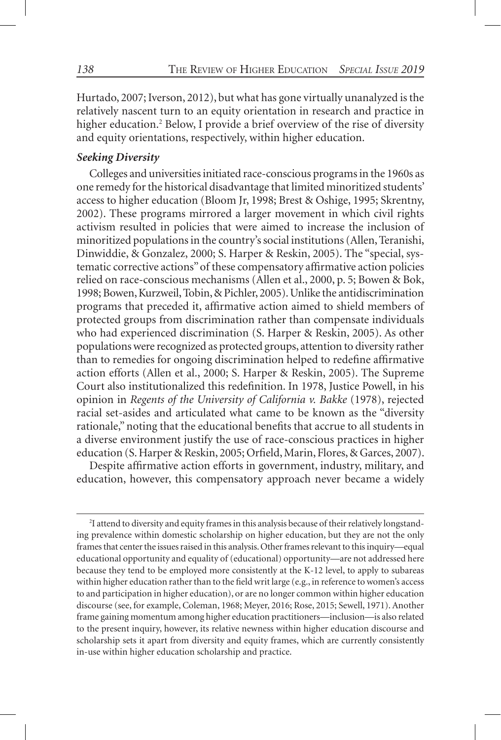Hurtado, 2007; Iverson, 2012), but what has gone virtually unanalyzed is the relatively nascent turn to an equity orientation in research and practice in higher education.[2] Below, I provide a brief overview of the rise of diversity and equity orientations, respectively, within higher education.

### *Seeking Diversity*

Colleges and universities initiated race-conscious programs in the 1960s as one remedy for the historical disadvantage that limited minoritized students' access to higher education (Bloom Jr, 1998; Brest & Oshige, 1995; Skrentny, 2002). These programs mirrored a larger movement in which civil rights activism resulted in policies that were aimed to increase the inclusion of minoritized populations in the country's social institutions (Allen, Teranishi, Dinwiddie, & Gonzalez, 2000; S. Harper & Reskin, 2005). The "special, systematic corrective actions" of these compensatory affirmative action policies relied on race-conscious mechanisms (Allen et al., 2000, p. 5; Bowen & Bok, 1998; Bowen, Kurzweil, Tobin, & Pichler, 2005). Unlike the antidiscrimination programs that preceded it, affirmative action aimed to shield members of protected groups from discrimination rather than compensate individuals who had experienced discrimination (S. Harper & Reskin, 2005). As other populations were recognized as protected groups, attention to diversity rather than to remedies for ongoing discrimination helped to redefine affirmative action efforts (Allen et al., 2000; S. Harper & Reskin, 2005). The Supreme Court also institutionalized this redefinition. In 1978, Justice Powell, in his opinion in *Regents of the University of California v. Bakke* (1978), rejected racial set-asides and articulated what came to be known as the "diversity rationale," noting that the educational benefits that accrue to all students in a diverse environment justify the use of race-conscious practices in higher education (S. Harper & Reskin, 2005; Orfield, Marin, Flores, & Garces, 2007).

Despite affirmative action efforts in government, industry, military, and education, however, this compensatory approach never became a widely

---

[2] I attend to diversity and equity frames in this analysis because of their relatively longstanding prevalence within domestic scholarship on higher education, but they are not the only frames that center the issues raised in this analysis. Other frames relevant to this inquiry—equal educational opportunity and equality of (educational) opportunity—are not addressed here because they tend to be employed more consistently at the K-12 level, to apply to subareas within higher education rather than to the field writ large (e.g., in reference to women's access to and participation in higher education), or are no longer common within higher education discourse (see, for example, Coleman, 1968; Meyer, 2016; Rose, 2015; Sewell, 1971). Another frame gaining momentum among higher education practitioners—inclusion—is also related to the present inquiry, however, its relative newness within higher education discourse and scholarship sets it apart from diversity and equity frames, which are currently consistently in-use within higher education scholarship and practice.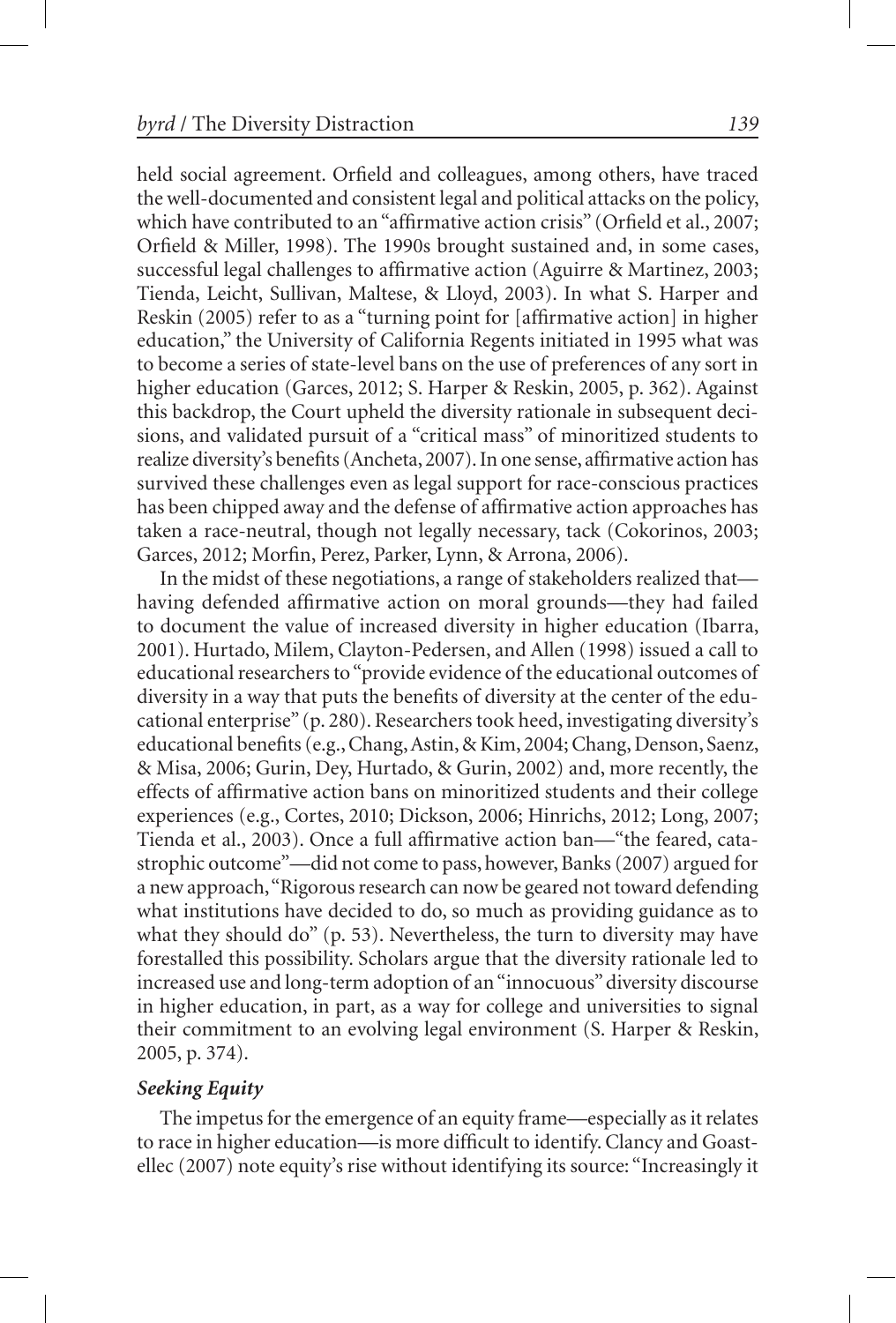held social agreement. Orfield and colleagues, among others, have traced the well-documented and consistent legal and political attacks on the policy, which have contributed to an "affirmative action crisis" (Orfield et al., 2007; Orfield & Miller, 1998). The 1990s brought sustained and, in some cases, successful legal challenges to affirmative action (Aguirre & Martinez, 2003; Tienda, Leicht, Sullivan, Maltese, & Lloyd, 2003). In what S. Harper and Reskin (2005) refer to as a "turning point for [affirmative action] in higher education," the University of California Regents initiated in 1995 what was to become a series of state-level bans on the use of preferences of any sort in higher education (Garces, 2012; S. Harper & Reskin, 2005, p. 362). Against this backdrop, the Court upheld the diversity rationale in subsequent decisions, and validated pursuit of a "critical mass" of minoritized students to realize diversity's benefits (Ancheta, 2007). In one sense, affirmative action has survived these challenges even as legal support for race-conscious practices has been chipped away and the defense of affirmative action approaches has taken a race-neutral, though not legally necessary, tack (Cokorinos, 2003; Garces, 2012; Morfin, Perez, Parker, Lynn, & Arrona, 2006).

In the midst of these negotiations, a range of stakeholders realized that—having defended affirmative action on moral grounds—they had failed to document the value of increased diversity in higher education (Ibarra, 2001). Hurtado, Milem, Clayton-Pedersen, and Allen (1998) issued a call to educational researchers to "provide evidence of the educational outcomes of diversity in a way that puts the benefits of diversity at the center of the educational enterprise" (p. 280). Researchers took heed, investigating diversity's educational benefits (e.g., Chang, Astin, & Kim, 2004; Chang, Denson, Saenz, & Misa, 2006; Gurin, Dey, Hurtado, & Gurin, 2002) and, more recently, the effects of affirmative action bans on minoritized students and their college experiences (e.g., Cortes, 2010; Dickson, 2006; Hinrichs, 2012; Long, 2007; Tienda et al., 2003). Once a full affirmative action ban—"the feared, catastrophic outcome"—did not come to pass, however, Banks (2007) argued for a new approach, "Rigorous research can now be geared not toward defending what institutions have decided to do, so much as providing guidance as to what they should do" (p. 53). Nevertheless, the turn to diversity may have forestalled this possibility. Scholars argue that the diversity rationale led to increased use and long-term adoption of an "innocuous" diversity discourse in higher education, in part, as a way for college and universities to signal their commitment to an evolving legal environment (S. Harper & Reskin, 2005, p. 374).

### *Seeking Equity*

The impetus for the emergence of an equity frame—especially as it relates to race in higher education—is more difficult to identify. Clancy and Goastellec (2007) note equity's rise without identifying its source: "Increasingly it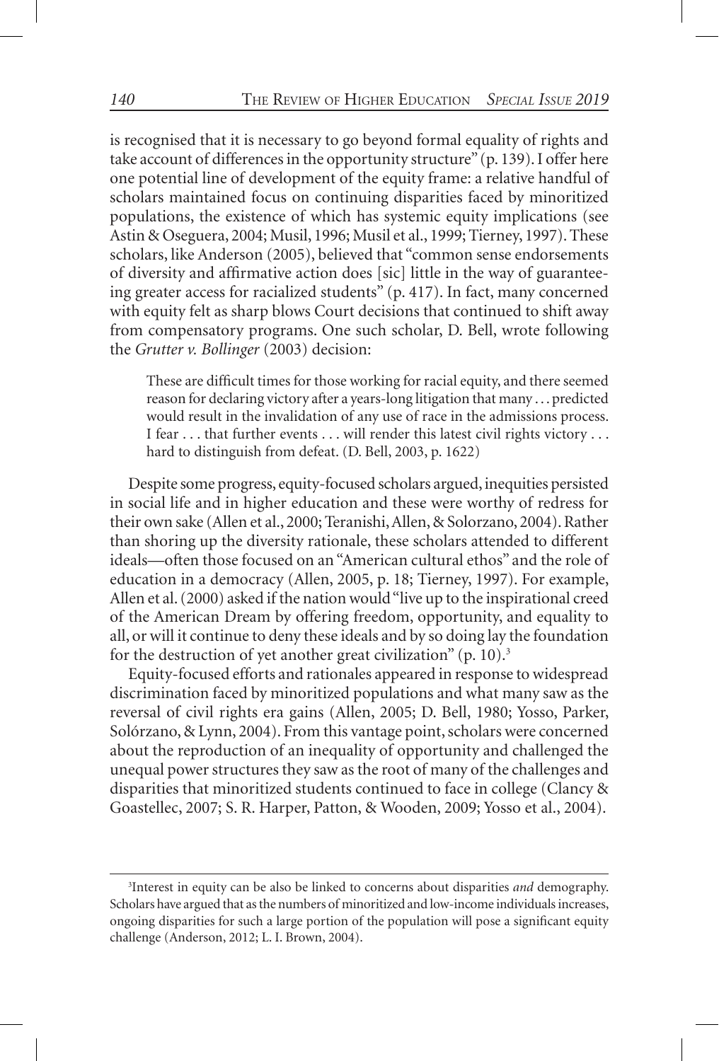is recognised that it is necessary to go beyond formal equality of rights and take account of differences in the opportunity structure" (p. 139). I offer here one potential line of development of the equity frame: a relative handful of scholars maintained focus on continuing disparities faced by minoritized populations, the existence of which has systemic equity implications (see Astin & Oseguera, 2004; Musil, 1996; Musil et al., 1999; Tierney, 1997). These scholars, like Anderson (2005), believed that "common sense endorsements of diversity and affirmative action does [sic] little in the way of guaranteeing greater access for racialized students" (p. 417). In fact, many concerned with equity felt as sharp blows Court decisions that continued to shift away from compensatory programs. One such scholar, D. Bell, wrote following the *Grutter v. Bollinger* (2003) decision:

> These are difficult times for those working for racial equity, and there seemed reason for declaring victory after a years-long litigation that many . . . predicted would result in the invalidation of any use of race in the admissions process. I fear . . . that further events . . . will render this latest civil rights victory . . . hard to distinguish from defeat. (D. Bell, 2003, p. 1622)

Despite some progress, equity-focused scholars argued, inequities persisted in social life and in higher education and these were worthy of redress for their own sake (Allen et al., 2000; Teranishi, Allen, & Solorzano, 2004). Rather than shoring up the diversity rationale, these scholars attended to different ideals—often those focused on an "American cultural ethos" and the role of education in a democracy (Allen, 2005, p. 18; Tierney, 1997). For example, Allen et al. (2000) asked if the nation would "live up to the inspirational creed of the American Dream by offering freedom, opportunity, and equality to all, or will it continue to deny these ideals and by so doing lay the foundation for the destruction of yet another great civilization" (p. 10).[3]

Equity-focused efforts and rationales appeared in response to widespread discrimination faced by minoritized populations and what many saw as the reversal of civil rights era gains (Allen, 2005; D. Bell, 1980; Yosso, Parker, Solórzano, & Lynn, 2004). From this vantage point, scholars were concerned about the reproduction of an inequality of opportunity and challenged the unequal power structures they saw as the root of many of the challenges and disparities that minoritized students continued to face in college (Clancy & Goastellec, 2007; S. R. Harper, Patton, & Wooden, 2009; Yosso et al., 2004).

---

[3]Interest in equity can be also be linked to concerns about disparities *and* demography. Scholars have argued that as the numbers of minoritized and low-income individuals increases, ongoing disparities for such a large portion of the population will pose a significant equity challenge (Anderson, 2012; L. I. Brown, 2004).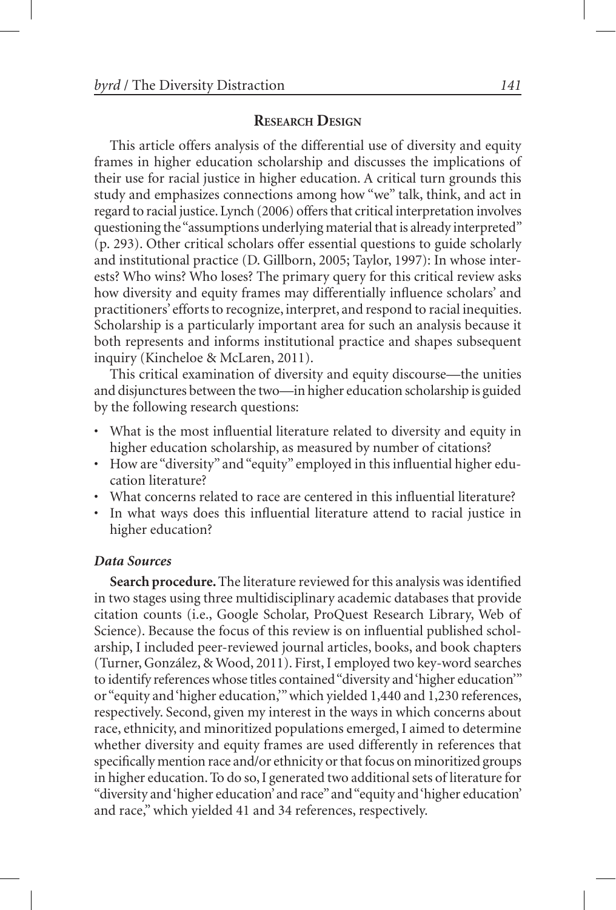## Research Design

This article offers analysis of the differential use of diversity and equity frames in higher education scholarship and discusses the implications of their use for racial justice in higher education. A critical turn grounds this study and emphasizes connections among how "we" talk, think, and act in regard to racial justice. Lynch (2006) offers that critical interpretation involves questioning the "assumptions underlying material that is already interpreted" (p. 293). Other critical scholars offer essential questions to guide scholarly and institutional practice (D. Gillborn, 2005; Taylor, 1997): In whose interests? Who wins? Who loses? The primary query for this critical review asks how diversity and equity frames may differentially influence scholars' and practitioners' efforts to recognize, interpret, and respond to racial inequities. Scholarship is a particularly important area for such an analysis because it both represents and informs institutional practice and shapes subsequent inquiry (Kincheloe & McLaren, 2011).

This critical examination of diversity and equity discourse—the unities and disjunctures between the two—in higher education scholarship is guided by the following research questions:

- What is the most influential literature related to diversity and equity in higher education scholarship, as measured by number of citations?
- How are "diversity" and "equity" employed in this influential higher education literature?
- What concerns related to race are centered in this influential literature?
- In what ways does this influential literature attend to racial justice in higher education?

### *Data Sources*

**Search procedure.** The literature reviewed for this analysis was identified in two stages using three multidisciplinary academic databases that provide citation counts (i.e., Google Scholar, ProQuest Research Library, Web of Science). Because the focus of this review is on influential published scholarship, I included peer-reviewed journal articles, books, and book chapters (Turner, González, & Wood, 2011). First, I employed two key-word searches to identify references whose titles contained "diversity and 'higher education'" or "equity and 'higher education,'" which yielded 1,440 and 1,230 references, respectively. Second, given my interest in the ways in which concerns about race, ethnicity, and minoritized populations emerged, I aimed to determine whether diversity and equity frames are used differently in references that specifically mention race and/or ethnicity or that focus on minoritized groups in higher education. To do so, I generated two additional sets of literature for "diversity and 'higher education' and race" and "equity and 'higher education' and race," which yielded 41 and 34 references, respectively.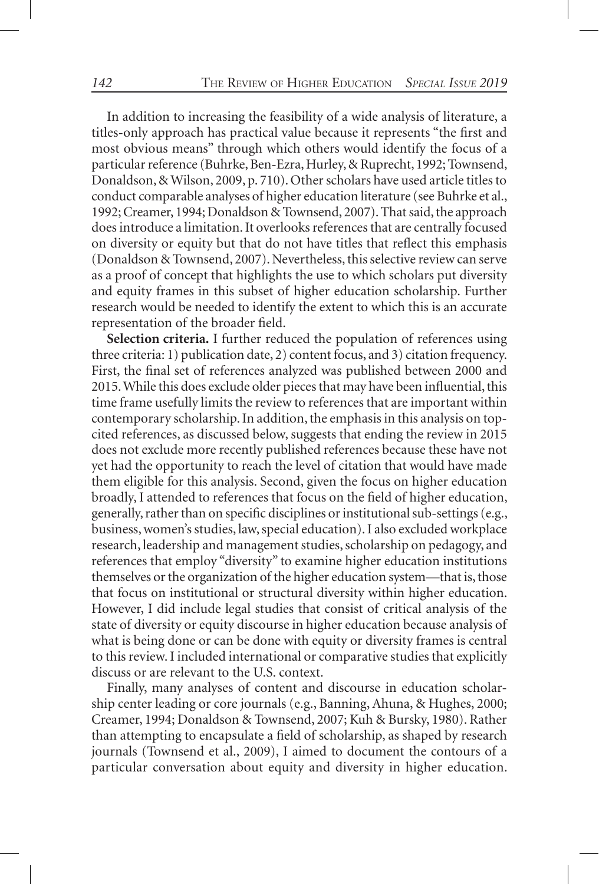In addition to increasing the feasibility of a wide analysis of literature, a titles-only approach has practical value because it represents "the first and most obvious means" through which others would identify the focus of a particular reference (Buhrke, Ben-Ezra, Hurley, & Ruprecht, 1992; Townsend, Donaldson, & Wilson, 2009, p. 710). Other scholars have used article titles to conduct comparable analyses of higher education literature (see Buhrke et al., 1992; Creamer, 1994; Donaldson & Townsend, 2007). That said, the approach does introduce a limitation. It overlooks references that are centrally focused on diversity or equity but that do not have titles that reflect this emphasis (Donaldson & Townsend, 2007). Nevertheless, this selective review can serve as a proof of concept that highlights the use to which scholars put diversity and equity frames in this subset of higher education scholarship. Further research would be needed to identify the extent to which this is an accurate representation of the broader field.

**Selection criteria.** I further reduced the population of references using three criteria: 1) publication date, 2) content focus, and 3) citation frequency. First, the final set of references analyzed was published between 2000 and 2015. While this does exclude older pieces that may have been influential, this time frame usefully limits the review to references that are important within contemporary scholarship. In addition, the emphasis in this analysis on top-cited references, as discussed below, suggests that ending the review in 2015 does not exclude more recently published references because these have not yet had the opportunity to reach the level of citation that would have made them eligible for this analysis. Second, given the focus on higher education broadly, I attended to references that focus on the field of higher education, generally, rather than on specific disciplines or institutional sub-settings (e.g., business, women's studies, law, special education). I also excluded workplace research, leadership and management studies, scholarship on pedagogy, and references that employ "diversity" to examine higher education institutions themselves or the organization of the higher education system—that is, those that focus on institutional or structural diversity within higher education. However, I did include legal studies that consist of critical analysis of the state of diversity or equity discourse in higher education because analysis of what is being done or can be done with equity or diversity frames is central to this review. I included international or comparative studies that explicitly discuss or are relevant to the U.S. context.

Finally, many analyses of content and discourse in education scholarship center leading or core journals (e.g., Banning, Ahuna, & Hughes, 2000; Creamer, 1994; Donaldson & Townsend, 2007; Kuh & Bursky, 1980). Rather than attempting to encapsulate a field of scholarship, as shaped by research journals (Townsend et al., 2009), I aimed to document the contours of a particular conversation about equity and diversity in higher education.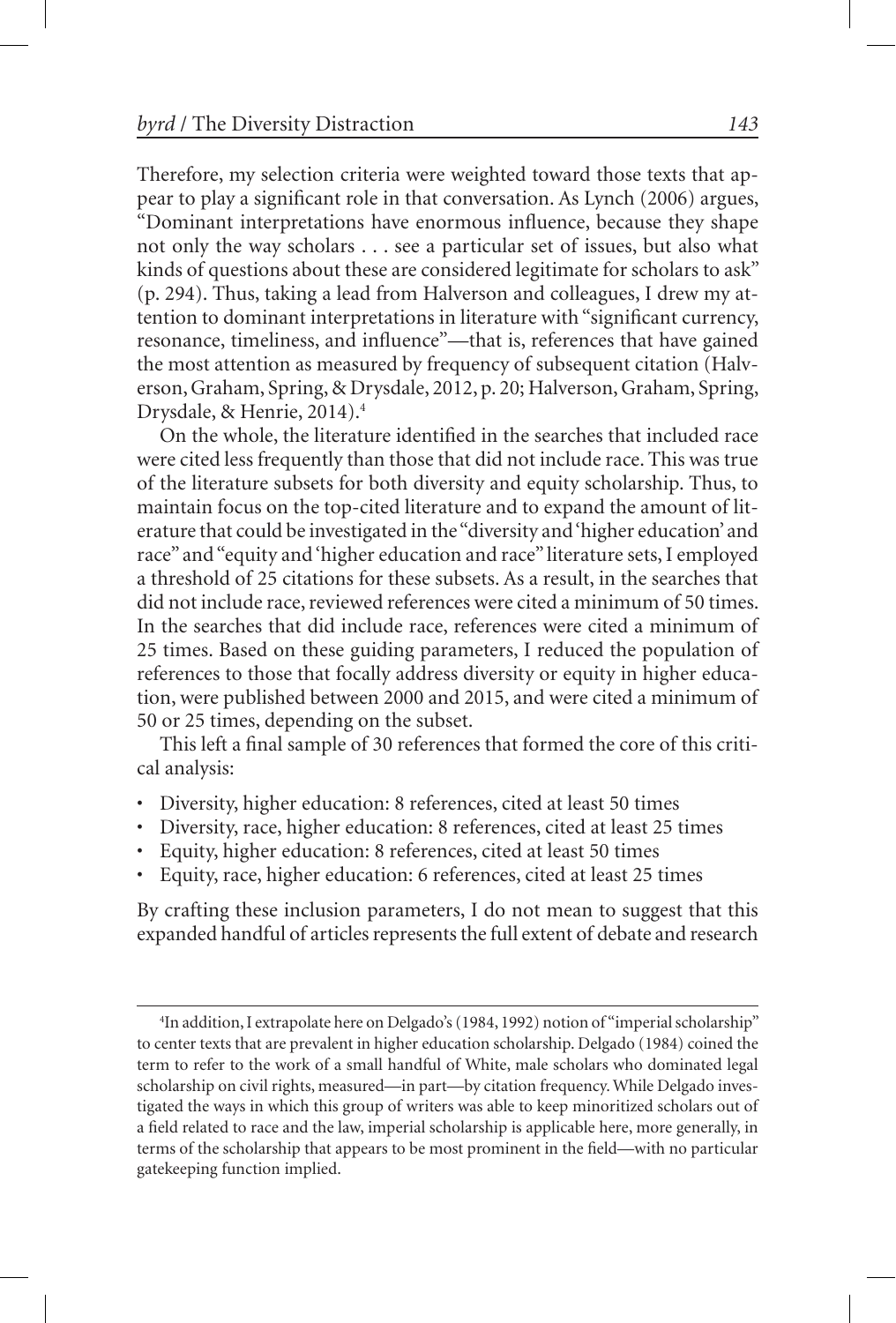Therefore, my selection criteria were weighted toward those texts that appear to play a significant role in that conversation. As Lynch (2006) argues, "Dominant interpretations have enormous influence, because they shape not only the way scholars . . . see a particular set of issues, but also what kinds of questions about these are considered legitimate for scholars to ask" (p. 294). Thus, taking a lead from Halverson and colleagues, I drew my attention to dominant interpretations in literature with "significant currency, resonance, timeliness, and influence"—that is, references that have gained the most attention as measured by frequency of subsequent citation (Halverson, Graham, Spring, & Drysdale, 2012, p. 20; Halverson, Graham, Spring, Drysdale, & Henrie, 2014).[4]

On the whole, the literature identified in the searches that included race were cited less frequently than those that did not include race. This was true of the literature subsets for both diversity and equity scholarship. Thus, to maintain focus on the top-cited literature and to expand the amount of literature that could be investigated in the "diversity and 'higher education' and race" and "equity and 'higher education and race" literature sets, I employed a threshold of 25 citations for these subsets. As a result, in the searches that did not include race, reviewed references were cited a minimum of 50 times. In the searches that did include race, references were cited a minimum of 25 times. Based on these guiding parameters, I reduced the population of references to those that focally address diversity or equity in higher education, were published between 2000 and 2015, and were cited a minimum of 50 or 25 times, depending on the subset.

This left a final sample of 30 references that formed the core of this critical analysis:

- Diversity, higher education: 8 references, cited at least 50 times
- Diversity, race, higher education: 8 references, cited at least 25 times
- Equity, higher education: 8 references, cited at least 50 times
- Equity, race, higher education: 6 references, cited at least 25 times

By crafting these inclusion parameters, I do not mean to suggest that this expanded handful of articles represents the full extent of debate and research

---

[4]In addition, I extrapolate here on Delgado's (1984, 1992) notion of "imperial scholarship" to center texts that are prevalent in higher education scholarship. Delgado (1984) coined the term to refer to the work of a small handful of White, male scholars who dominated legal scholarship on civil rights, measured—in part—by citation frequency. While Delgado investigated the ways in which this group of writers was able to keep minoritized scholars out of a field related to race and the law, imperial scholarship is applicable here, more generally, in terms of the scholarship that appears to be most prominent in the field—with no particular gatekeeping function implied.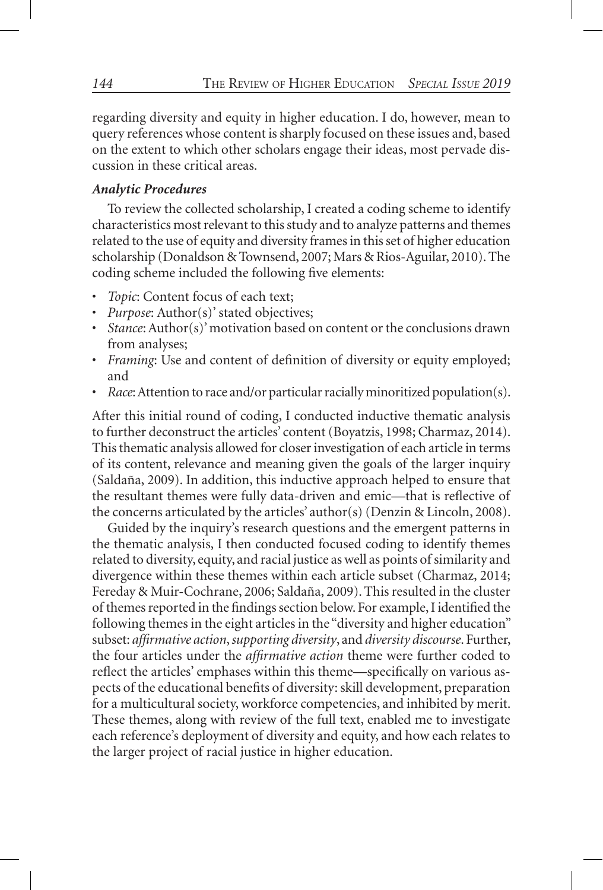regarding diversity and equity in higher education. I do, however, mean to query references whose content is sharply focused on these issues and, based on the extent to which other scholars engage their ideas, most pervade discussion in these critical areas.

### *Analytic Procedures*

To review the collected scholarship, I created a coding scheme to identify characteristics most relevant to this study and to analyze patterns and themes related to the use of equity and diversity frames in this set of higher education scholarship (Donaldson & Townsend, 2007; Mars & Rios-Aguilar, 2010). The coding scheme included the following five elements:

- *Topic*: Content focus of each text;
- *Purpose*: Author(s)' stated objectives;
- *Stance*: Author(s)' motivation based on content or the conclusions drawn from analyses;
- *Framing*: Use and content of definition of diversity or equity employed; and
- *Race*: Attention to race and/or particular racially minoritized population(s).

After this initial round of coding, I conducted inductive thematic analysis to further deconstruct the articles' content (Boyatzis, 1998; Charmaz, 2014). This thematic analysis allowed for closer investigation of each article in terms of its content, relevance and meaning given the goals of the larger inquiry (Saldaña, 2009). In addition, this inductive approach helped to ensure that the resultant themes were fully data-driven and emic—that is reflective of the concerns articulated by the articles' author(s) (Denzin & Lincoln, 2008).

Guided by the inquiry's research questions and the emergent patterns in the thematic analysis, I then conducted focused coding to identify themes related to diversity, equity, and racial justice as well as points of similarity and divergence within these themes within each article subset (Charmaz, 2014; Fereday & Muir-Cochrane, 2006; Saldaña, 2009). This resulted in the cluster of themes reported in the findings section below. For example, I identified the following themes in the eight articles in the "diversity and higher education" subset: *affirmative action*, *supporting diversity*, and *diversity discourse*. Further, the four articles under the *affirmative action* theme were further coded to reflect the articles' emphases within this theme—specifically on various aspects of the educational benefits of diversity: skill development, preparation for a multicultural society, workforce competencies, and inhibited by merit. These themes, along with review of the full text, enabled me to investigate each reference's deployment of diversity and equity, and how each relates to the larger project of racial justice in higher education.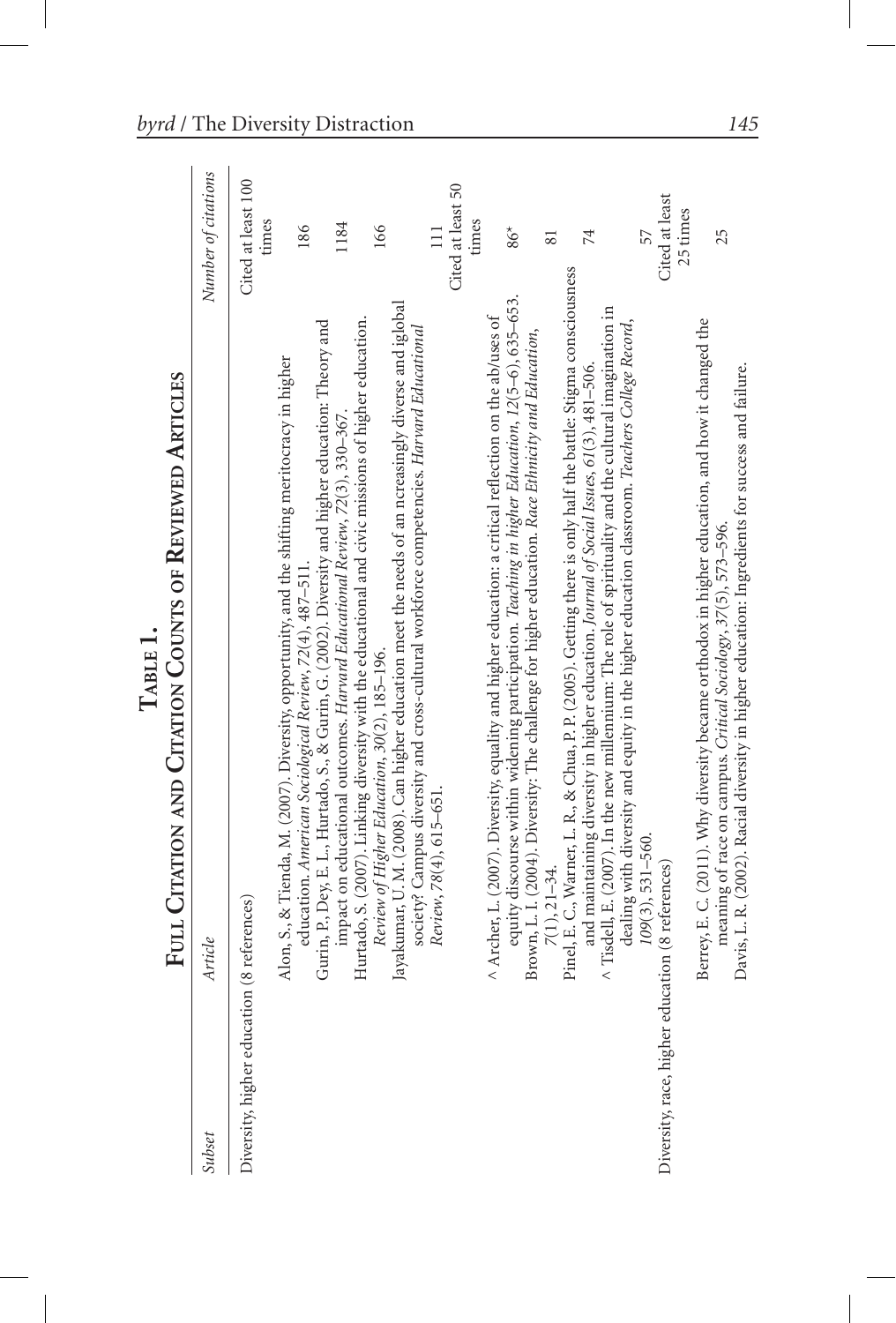**Table 1.**
**Full Citation and Citation Counts of Reviewed Articles**

| Subset | Article | Number of citations |
|---|---|---|
| Diversity, higher education (8 references) | | Cited at least 100 times |
| | Alon, S., & Tienda, M. (2007). Diversity, opportunity, and the shifting meritocracy in higher education. *American Sociological Review, 72*(4), 487–511. | 186 |
| | Gurin, P., Dey, E. L., Hurtado, S., & Gurin, G. (2002). Diversity and higher education: Theory and impact on educational outcomes. *Harvard Educational Review, 72*(3), 330–367. | 1184 |
| | Hurtado, S. (2007). Linking diversity with the educational and civic missions of higher education. *Review of Higher Education, 30*(2), 185–196. | 166 |
| | Jayakumar, U. M. (2008). Can higher education meet the needs of an ncreasingly diverse and iglobal society? Campus diversity and cross-cultural workforce competencies. *Harvard Educational Review, 78*(4), 615–651. | 111 |
| | | Cited at least 50 times |
| | ^ Archer, L. (2007). Diversity, equality and higher education: a critical reflection on the ab/uses of equity discourse within widening participation. *Teaching in higher Education, 12*(5–6), 635–653. | 86* |
| | Brown, L. I. (2004). Diversity: The challenge for higher education. *Race Ethnicity and Education, 7*(1), 21–34. | 81 |
| | Pinel, E. C., Warner, L. R., & Chua, P. P. (2005). Getting there is only half the battle: Stigma consciousness and maintaining diversity in higher education. *Journal of Social Issues, 61*(3), 481–506. | 74 |
| | ^ Tisdell, E. (2007). In the new millennium: The role of spirituality and the cultural imagination in dealing with diversity and equity in the higher education classroom. *Teachers College Record, 109*(3), 531–560. | 57 |
| Diversity, race, higher education (8 references) | | Cited at least 25 times |
| | Berrey, E. C. (2011). Why diversity became orthodox in higher education, and how it changed the meaning of race on campus. *Critical Sociology, 37*(5), 573–596. | 25 |
| | Davis, L. R. (2002). Racial diversity in higher education: Ingredients for success and failure. | |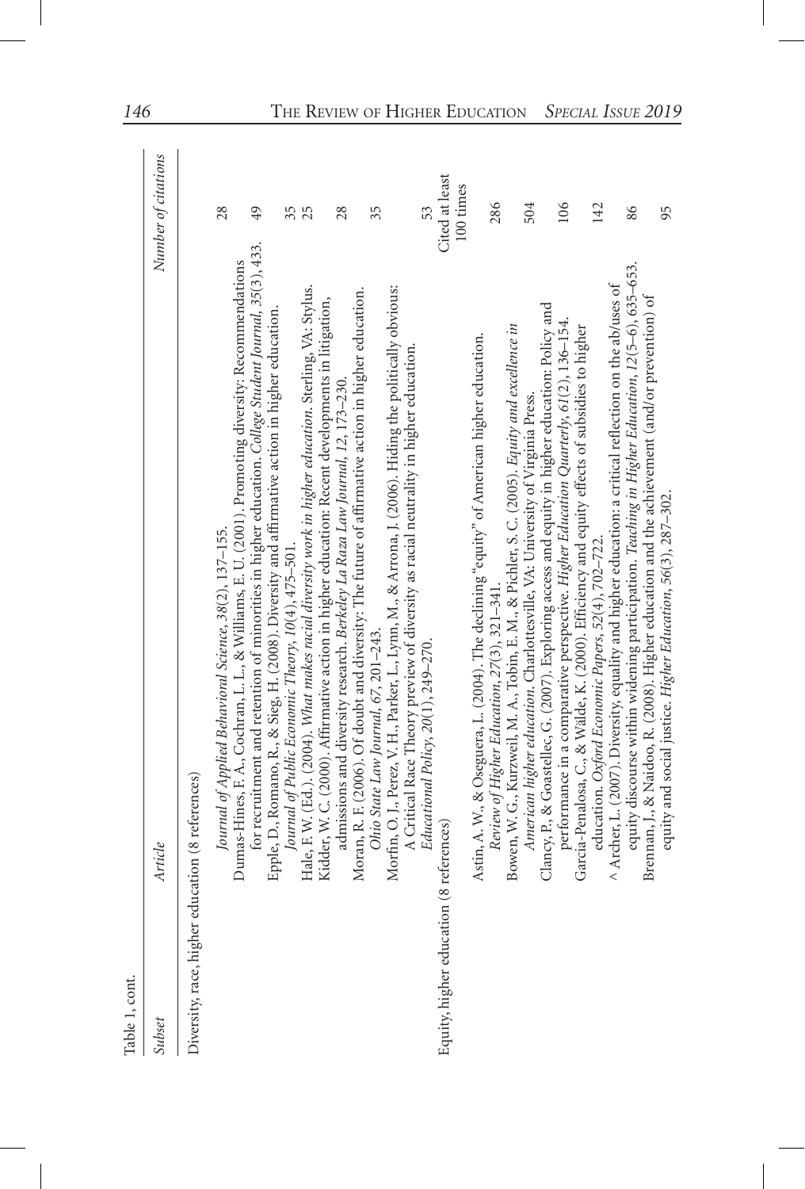Table 1, cont.

| Subset | Article | Number of citations |
|---|---|---|
| Diversity, race, higher education (8 references) | | |
| | *Journal of Applied Behavioral Science, 38*(2), 137–155. | 28 |
| | Dumas-Hines, F. A., Cochran, L. L., & Williams, E. U. (2001). Promoting diversity: Recommendations for recruitment and retention of minorities in higher education. *College Student Journal, 35*(3), 433. | 49 |
| | Epple, D., Romano, R., & Sieg, H. (2008). Diversity and affirmative action in higher education. *Journal of Public Economic Theory, 10*(4), 475–501. | 35 |
| | Hale, F. W. (Ed.). (2004). *What makes racial diversity work in higher education*. Sterling, VA: Stylus. | 25 |
| | Kidder, W. C. (2000). Affirmative action in higher education: Recent developments in litigation, admissions and diversity research. *Berkeley La Raza Law Journal, 12*, 173–230. | 28 |
| | Moran, R. F. (2006). Of doubt and diversity: The future of affirmative action in higher education. *Ohio State Law Journal, 67*, 201–243. | 35 |
| | Morfin, O. J., Perez, V. H., Parker, L., Lynn, M., & Arrona, J. (2006). Hiding the politically obvious: A Critical Race Theory preview of diversity as racial neutrality in higher education. *Educational Policy, 20*(1), 249–270. | 53 |
| Equity, higher education (8 references) | | Cited at least 100 times |
| | Astin, A. W., & Oseguera, L. (2004). The declining "equity" of American higher education. *Review of Higher Education, 27*(3), 321–341. | 286 |
| | Bowen, W. G., Kurzweil, M. A., Tobin, E. M., & Pichler, S. C. (2005). *Equity and excellence in American higher education*. Charlottesville, VA: University of Virginia Press. | 504 |
| | Clancy, P., & Goastellec, G. (2007). Exploring access and equity in higher education: Policy and performance in a comparative perspective. *Higher Education Quarterly, 61*(2), 136–154. | 106 |
| | Garcia-Penalosa, C., & Wälde, K. (2000). Efficiency and equity effects of subsidies to higher education. *Oxford Economic Papers, 52*(4), 702–722. | 142 |
| | ^ Archer, L. (2007). Diversity, equality and higher education: a critical reflection on the ab/uses of equity discourse within widening participation. *Teaching in Higher Education, 12*(5–6), 635–653. | 86 |
| | Brennan, J., & Naidoo, R. (2008). Higher education and the achievement (and/or prevention) of equity and social justice. *Higher Education, 56*(3), 287–302. | 95 |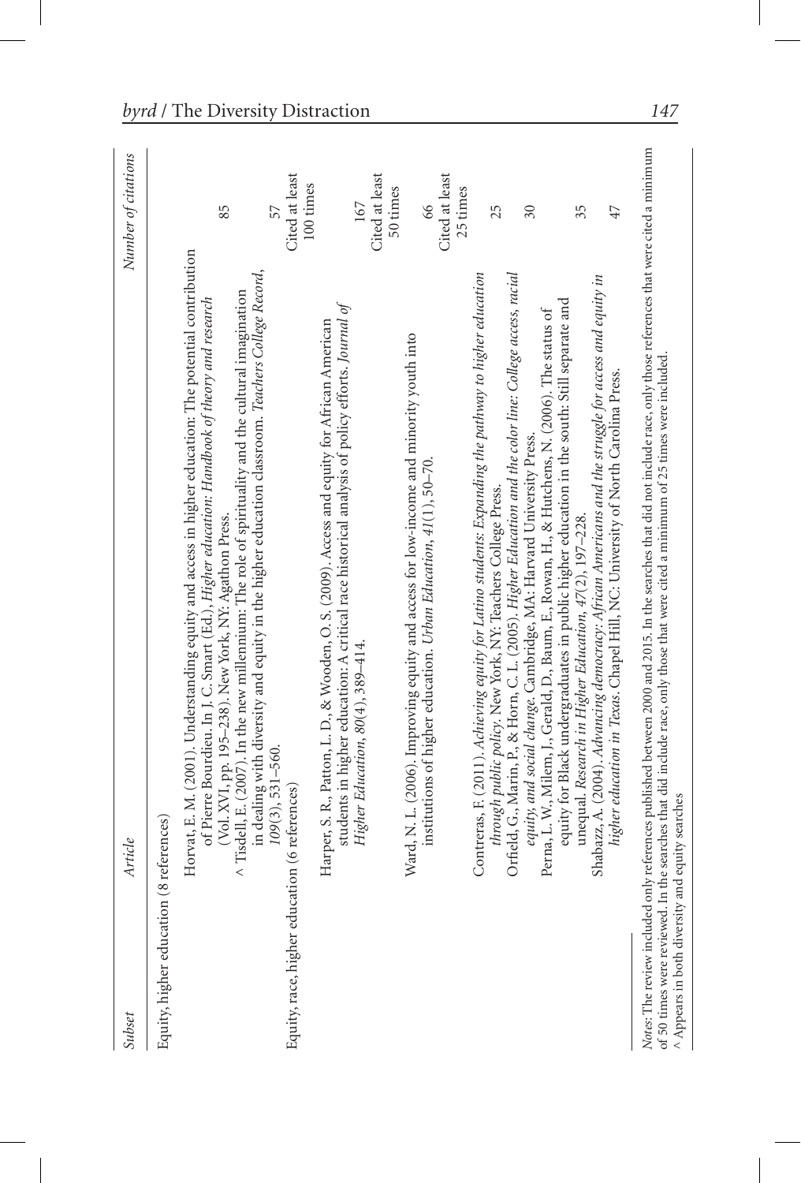| Subset | Article | Number of citations |
|---|---|---|
| Equity, higher education (8 references) | | |
| | Horvat, E. M. (2001). Understanding equity and access in higher education: The potential contribution of Pierre Bourdieu. In J. C. Smart (Ed.), *Higher education: Handbook of theory and research* (Vol. XVI, pp. 195–238). New York, NY: Agathon Press. | 85 |
| | ^ Tisdell, E. (2007). In the new millennium: The role of spirituality and the cultural imagination in dealing with diversity and equity in the higher education classroom. *Teachers College Record, 109*(3), 531–560. | 57 |
| Equity, race, higher education (6 references) | | Cited at least 100 times |
| | Harper, S. R., Patton, L. D., & Wooden, O. S. (2009). Access and equity for African American students in higher education: A critical race historical analysis of policy efforts. *Journal of Higher Education, 80*(4), 389–414. | 167 |
| | | Cited at least 50 times |
| | Ward, N. L. (2006). Improving equity and access for low-income and minority youth into institutions of higher education. *Urban Education, 41*(1), 50–70. | 66 |
| | | Cited at least 25 times |
| | Contreras, F. (2011). *Achieving equity for Latino students: Expanding the pathway to higher education through public policy*. New York, NY: Teachers College Press. | 25 |
| | Orfield, G., Marin, P., & Horn, C. L. (2005). *Higher Education and the color line: College access, racial equity, and social change*. Cambridge, MA: Harvard University Press. | 30 |
| | Perna, L. W., Milem, J., Gerald, D., Baum, E., Rowan, H., & Hutchens, N. (2006). The status of equity for Black undergraduates in public higher education in the south: Still separate and unequal. *Research in Higher Education, 47*(2), 197–228. | 35 |
| | Shabazz, A. (2004). *Advancing democracy: African Americans and the struggle for access and equity in higher education in Texas*. Chapel Hill, NC: University of North Carolina Press. | 47 |

*Notes*: The review included only references published between 2000 and 2015. In the searches that did not include race, only those references that were cited a minimum of 50 times were reviewed. In the searches that did include race, only those that were cited a minimum of 25 times were included.
^ Appears in both diversity and equity searches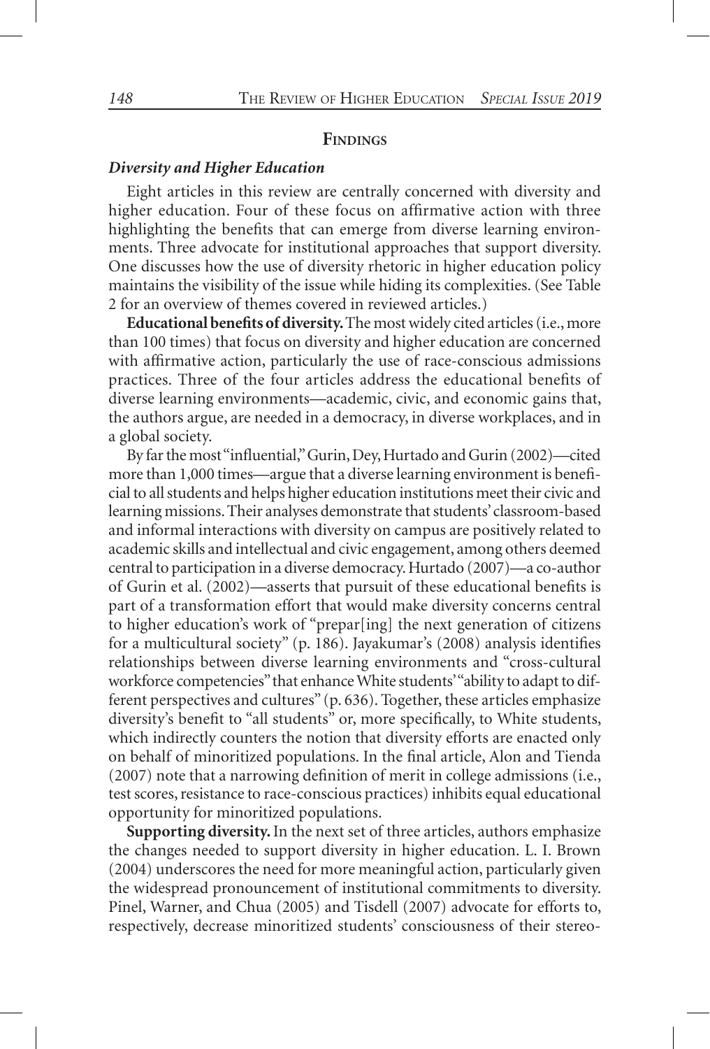## Findings

### *Diversity and Higher Education*

Eight articles in this review are centrally concerned with diversity and higher education. Four of these focus on affirmative action with three highlighting the benefits that can emerge from diverse learning environments. Three advocate for institutional approaches that support diversity. One discusses how the use of diversity rhetoric in higher education policy maintains the visibility of the issue while hiding its complexities. (See Table 2 for an overview of themes covered in reviewed articles.)

**Educational benefits of diversity.** The most widely cited articles (i.e., more than 100 times) that focus on diversity and higher education are concerned with affirmative action, particularly the use of race-conscious admissions practices. Three of the four articles address the educational benefits of diverse learning environments—academic, civic, and economic gains that, the authors argue, are needed in a democracy, in diverse workplaces, and in a global society.

By far the most "influential," Gurin, Dey, Hurtado and Gurin (2002)—cited more than 1,000 times—argue that a diverse learning environment is beneficial to all students and helps higher education institutions meet their civic and learning missions. Their analyses demonstrate that students' classroom-based and informal interactions with diversity on campus are positively related to academic skills and intellectual and civic engagement, among others deemed central to participation in a diverse democracy. Hurtado (2007)—a co-author of Gurin et al. (2002)—asserts that pursuit of these educational benefits is part of a transformation effort that would make diversity concerns central to higher education's work of "prepar[ing] the next generation of citizens for a multicultural society" (p. 186). Jayakumar's (2008) analysis identifies relationships between diverse learning environments and "cross-cultural workforce competencies" that enhance White students' "ability to adapt to different perspectives and cultures" (p. 636). Together, these articles emphasize diversity's benefit to "all students" or, more specifically, to White students, which indirectly counters the notion that diversity efforts are enacted only on behalf of minoritized populations. In the final article, Alon and Tienda (2007) note that a narrowing definition of merit in college admissions (i.e., test scores, resistance to race-conscious practices) inhibits equal educational opportunity for minoritized populations.

**Supporting diversity.** In the next set of three articles, authors emphasize the changes needed to support diversity in higher education. L. I. Brown (2004) underscores the need for more meaningful action, particularly given the widespread pronouncement of institutional commitments to diversity. Pinel, Warner, and Chua (2005) and Tisdell (2007) advocate for efforts to, respectively, decrease minoritized students' consciousness of their stereo-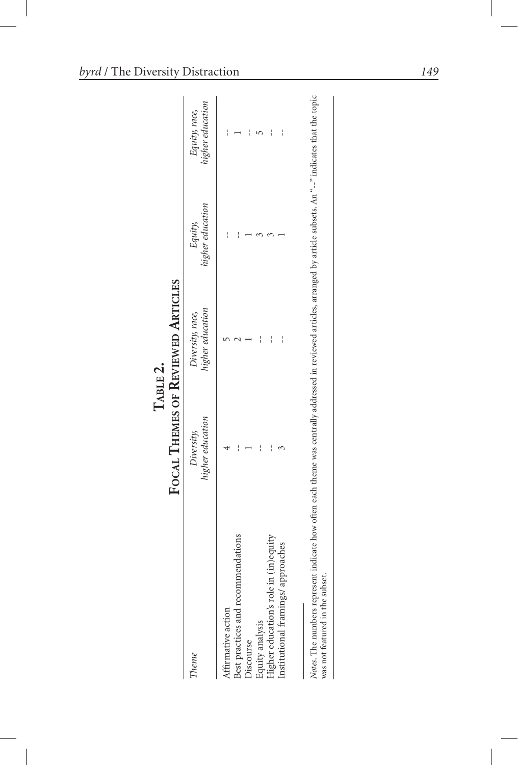**Table 2.**
**Focal Themes of Reviewed Articles**

| *Theme* | *Diversity, higher education* | *Diversity, race, higher education* | *Equity, higher education* | *Equity, race, higher education* |
|---|---|---|---|---|
| Affirmative action | 4 | 5 | -- | -- |
| Best practices and recommendations | -- | 2 | -- | 1 |
| Discourse | 1 | 1 | 1 | -- |
| Equity analysis | -- | -- | 3 | 5 |
| Higher education's role in (in)equity | -- | -- | 3 | -- |
| Institutional framings/ approaches | 3 | -- | 1 | -- |

*Notes.* The numbers represent indicate how often each theme was centrally addressed in reviewed articles, arranged by article subsets. An "--" indicates that the topic was not featured in the subset.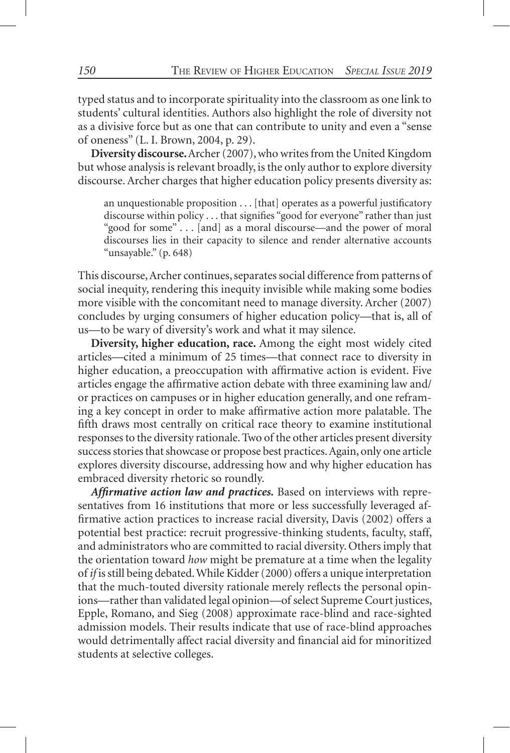typed status and to incorporate spirituality into the classroom as one link to students' cultural identities. Authors also highlight the role of diversity not as a divisive force but as one that can contribute to unity and even a "sense of oneness" (L. I. Brown, 2004, p. 29).

**Diversity discourse.** Archer (2007), who writes from the United Kingdom but whose analysis is relevant broadly, is the only author to explore diversity discourse. Archer charges that higher education policy presents diversity as:

> an unquestionable proposition . . . [that] operates as a powerful justificatory discourse within policy . . . that signifies "good for everyone" rather than just "good for some" . . . [and] as a moral discourse—and the power of moral discourses lies in their capacity to silence and render alternative accounts "unsayable." (p. 648)

This discourse, Archer continues, separates social difference from patterns of social inequity, rendering this inequity invisible while making some bodies more visible with the concomitant need to manage diversity. Archer (2007) concludes by urging consumers of higher education policy—that is, all of us—to be wary of diversity's work and what it may silence.

**Diversity, higher education, race.** Among the eight most widely cited articles—cited a minimum of 25 times—that connect race to diversity in higher education, a preoccupation with affirmative action is evident. Five articles engage the affirmative action debate with three examining law and/or practices on campuses or in higher education generally, and one reframing a key concept in order to make affirmative action more palatable. The fifth draws most centrally on critical race theory to examine institutional responses to the diversity rationale. Two of the other articles present diversity success stories that showcase or propose best practices. Again, only one article explores diversity discourse, addressing how and why higher education has embraced diversity rhetoric so roundly.

***Affirmative action law and practices.*** Based on interviews with representatives from 16 institutions that more or less successfully leveraged affirmative action practices to increase racial diversity, Davis (2002) offers a potential best practice: recruit progressive-thinking students, faculty, staff, and administrators who are committed to racial diversity. Others imply that the orientation toward *how* might be premature at a time when the legality of *if* is still being debated. While Kidder (2000) offers a unique interpretation that the much-touted diversity rationale merely reflects the personal opinions—rather than validated legal opinion—of select Supreme Court justices, Epple, Romano, and Sieg (2008) approximate race-blind and race-sighted admission models. Their results indicate that use of race-blind approaches would detrimentally affect racial diversity and financial aid for minoritized students at selective colleges.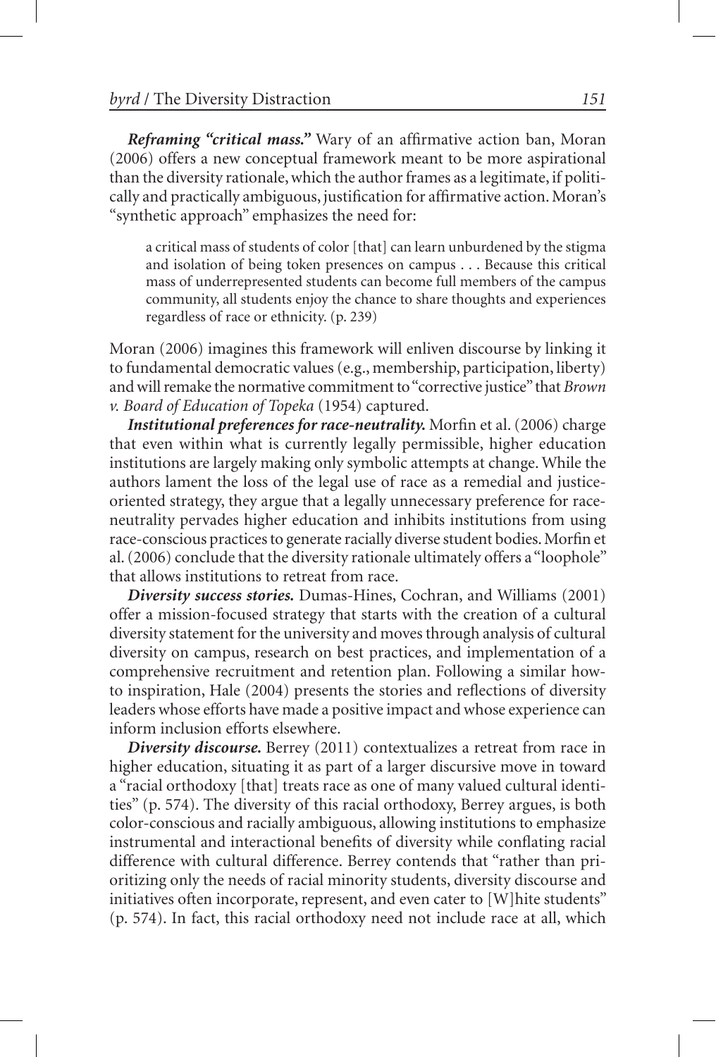***Reframing "critical mass."*** Wary of an affirmative action ban, Moran (2006) offers a new conceptual framework meant to be more aspirational than the diversity rationale, which the author frames as a legitimate, if politically and practically ambiguous, justification for affirmative action. Moran's "synthetic approach" emphasizes the need for:

> a critical mass of students of color [that] can learn unburdened by the stigma and isolation of being token presences on campus . . . Because this critical mass of underrepresented students can become full members of the campus community, all students enjoy the chance to share thoughts and experiences regardless of race or ethnicity. (p. 239)

Moran (2006) imagines this framework will enliven discourse by linking it to fundamental democratic values (e.g., membership, participation, liberty) and will remake the normative commitment to "corrective justice" that *Brown v. Board of Education of Topeka* (1954) captured.

***Institutional preferences for race-neutrality.*** Morfin et al. (2006) charge that even within what is currently legally permissible, higher education institutions are largely making only symbolic attempts at change. While the authors lament the loss of the legal use of race as a remedial and justice-oriented strategy, they argue that a legally unnecessary preference for race-neutrality pervades higher education and inhibits institutions from using race-conscious practices to generate racially diverse student bodies. Morfin et al. (2006) conclude that the diversity rationale ultimately offers a "loophole" that allows institutions to retreat from race.

***Diversity success stories.*** Dumas-Hines, Cochran, and Williams (2001) offer a mission-focused strategy that starts with the creation of a cultural diversity statement for the university and moves through analysis of cultural diversity on campus, research on best practices, and implementation of a comprehensive recruitment and retention plan. Following a similar how-to inspiration, Hale (2004) presents the stories and reflections of diversity leaders whose efforts have made a positive impact and whose experience can inform inclusion efforts elsewhere.

***Diversity discourse.*** Berrey (2011) contextualizes a retreat from race in higher education, situating it as part of a larger discursive move in toward a "racial orthodoxy [that] treats race as one of many valued cultural identities" (p. 574). The diversity of this racial orthodoxy, Berrey argues, is both color-conscious and racially ambiguous, allowing institutions to emphasize instrumental and interactional benefits of diversity while conflating racial difference with cultural difference. Berrey contends that "rather than prioritizing only the needs of racial minority students, diversity discourse and initiatives often incorporate, represent, and even cater to [W]hite students" (p. 574). In fact, this racial orthodoxy need not include race at all, which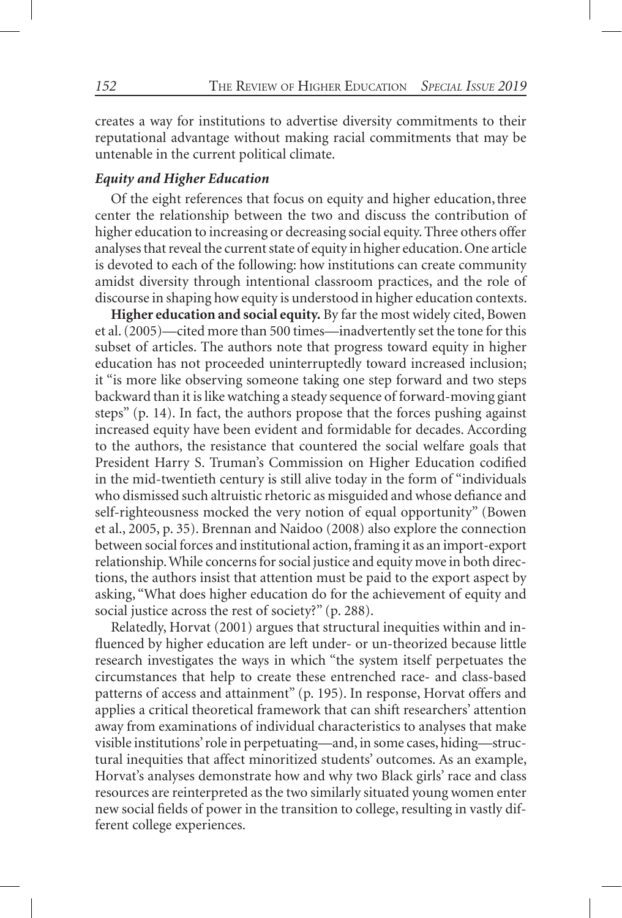creates a way for institutions to advertise diversity commitments to their reputational advantage without making racial commitments that may be untenable in the current political climate.

### *Equity and Higher Education*

Of the eight references that focus on equity and higher education, three center the relationship between the two and discuss the contribution of higher education to increasing or decreasing social equity. Three others offer analyses that reveal the current state of equity in higher education. One article is devoted to each of the following: how institutions can create community amidst diversity through intentional classroom practices, and the role of discourse in shaping how equity is understood in higher education contexts.

**Higher education and social equity.** By far the most widely cited, Bowen et al. (2005)—cited more than 500 times—inadvertently set the tone for this subset of articles. The authors note that progress toward equity in higher education has not proceeded uninterruptedly toward increased inclusion; it "is more like observing someone taking one step forward and two steps backward than it is like watching a steady sequence of forward-moving giant steps" (p. 14). In fact, the authors propose that the forces pushing against increased equity have been evident and formidable for decades. According to the authors, the resistance that countered the social welfare goals that President Harry S. Truman's Commission on Higher Education codified in the mid-twentieth century is still alive today in the form of "individuals who dismissed such altruistic rhetoric as misguided and whose defiance and self-righteousness mocked the very notion of equal opportunity" (Bowen et al., 2005, p. 35). Brennan and Naidoo (2008) also explore the connection between social forces and institutional action, framing it as an import-export relationship. While concerns for social justice and equity move in both directions, the authors insist that attention must be paid to the export aspect by asking, "What does higher education do for the achievement of equity and social justice across the rest of society?" (p. 288).

Relatedly, Horvat (2001) argues that structural inequities within and influenced by higher education are left under- or un-theorized because little research investigates the ways in which "the system itself perpetuates the circumstances that help to create these entrenched race- and class-based patterns of access and attainment" (p. 195). In response, Horvat offers and applies a critical theoretical framework that can shift researchers' attention away from examinations of individual characteristics to analyses that make visible institutions' role in perpetuating—and, in some cases, hiding—structural inequities that affect minoritized students' outcomes. As an example, Horvat's analyses demonstrate how and why two Black girls' race and class resources are reinterpreted as the two similarly situated young women enter new social fields of power in the transition to college, resulting in vastly different college experiences.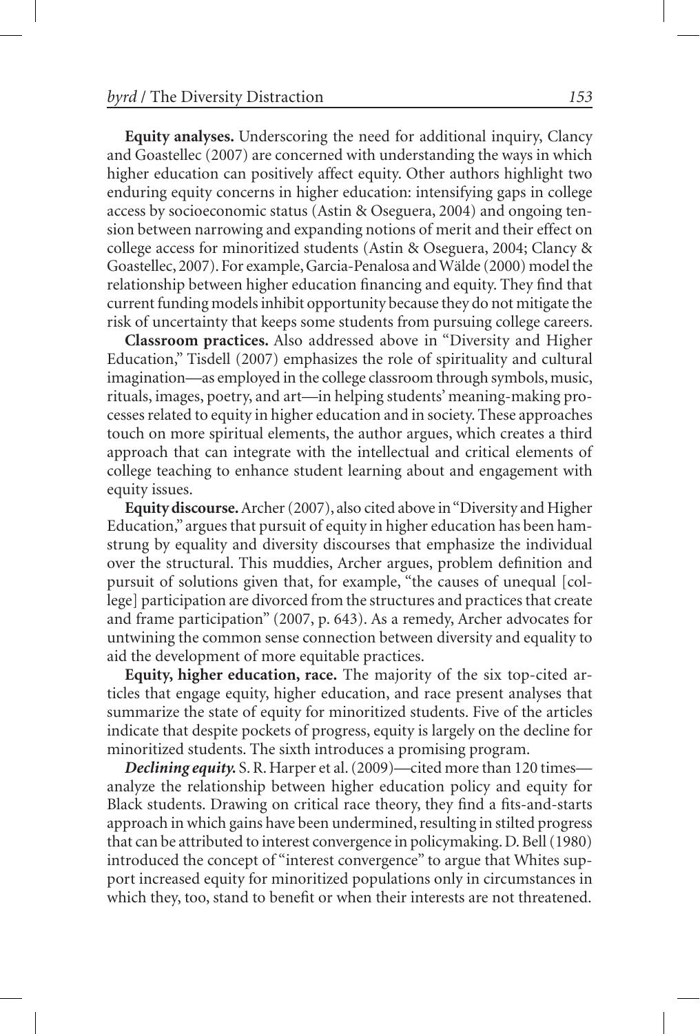**Equity analyses.** Underscoring the need for additional inquiry, Clancy and Goastellec (2007) are concerned with understanding the ways in which higher education can positively affect equity. Other authors highlight two enduring equity concerns in higher education: intensifying gaps in college access by socioeconomic status (Astin & Oseguera, 2004) and ongoing tension between narrowing and expanding notions of merit and their effect on college access for minoritized students (Astin & Oseguera, 2004; Clancy & Goastellec, 2007). For example, Garcia-Penalosa and Wälde (2000) model the relationship between higher education financing and equity. They find that current funding models inhibit opportunity because they do not mitigate the risk of uncertainty that keeps some students from pursuing college careers.

**Classroom practices.** Also addressed above in "Diversity and Higher Education," Tisdell (2007) emphasizes the role of spirituality and cultural imagination—as employed in the college classroom through symbols, music, rituals, images, poetry, and art—in helping students' meaning-making processes related to equity in higher education and in society. These approaches touch on more spiritual elements, the author argues, which creates a third approach that can integrate with the intellectual and critical elements of college teaching to enhance student learning about and engagement with equity issues.

**Equity discourse.** Archer (2007), also cited above in "Diversity and Higher Education," argues that pursuit of equity in higher education has been hamstrung by equality and diversity discourses that emphasize the individual over the structural. This muddies, Archer argues, problem definition and pursuit of solutions given that, for example, "the causes of unequal [college] participation are divorced from the structures and practices that create and frame participation" (2007, p. 643). As a remedy, Archer advocates for untwining the common sense connection between diversity and equality to aid the development of more equitable practices.

**Equity, higher education, race.** The majority of the six top-cited articles that engage equity, higher education, and race present analyses that summarize the state of equity for minoritized students. Five of the articles indicate that despite pockets of progress, equity is largely on the decline for minoritized students. The sixth introduces a promising program.

***Declining equity.*** S. R. Harper et al. (2009)—cited more than 120 times—analyze the relationship between higher education policy and equity for Black students. Drawing on critical race theory, they find a fits-and-starts approach in which gains have been undermined, resulting in stilted progress that can be attributed to interest convergence in policymaking. D. Bell (1980) introduced the concept of "interest convergence" to argue that Whites support increased equity for minoritized populations only in circumstances in which they, too, stand to benefit or when their interests are not threatened.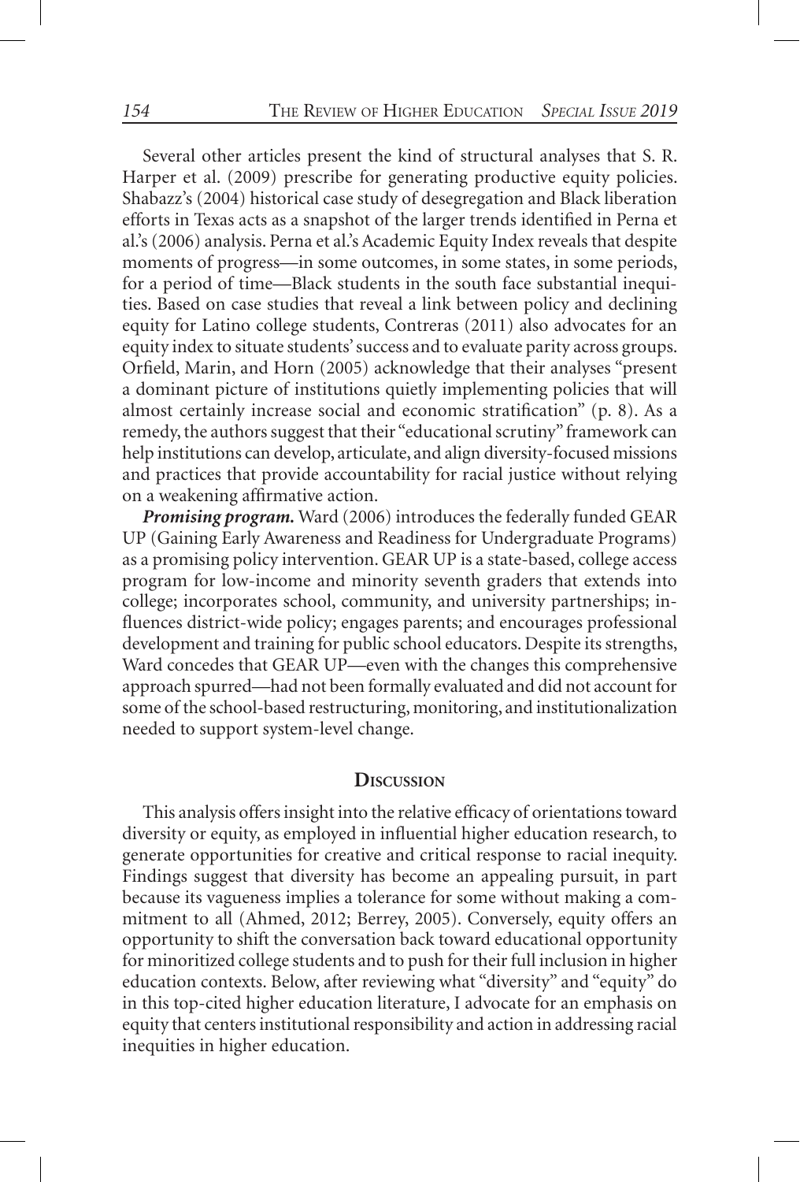Several other articles present the kind of structural analyses that S. R. Harper et al. (2009) prescribe for generating productive equity policies. Shabazz's (2004) historical case study of desegregation and Black liberation efforts in Texas acts as a snapshot of the larger trends identified in Perna et al.'s (2006) analysis. Perna et al.'s Academic Equity Index reveals that despite moments of progress—in some outcomes, in some states, in some periods, for a period of time—Black students in the south face substantial inequities. Based on case studies that reveal a link between policy and declining equity for Latino college students, Contreras (2011) also advocates for an equity index to situate students' success and to evaluate parity across groups. Orfield, Marin, and Horn (2005) acknowledge that their analyses "present a dominant picture of institutions quietly implementing policies that will almost certainly increase social and economic stratification" (p. 8). As a remedy, the authors suggest that their "educational scrutiny" framework can help institutions can develop, articulate, and align diversity-focused missions and practices that provide accountability for racial justice without relying on a weakening affirmative action.

***Promising program.*** Ward (2006) introduces the federally funded GEAR UP (Gaining Early Awareness and Readiness for Undergraduate Programs) as a promising policy intervention. GEAR UP is a state-based, college access program for low-income and minority seventh graders that extends into college; incorporates school, community, and university partnerships; influences district-wide policy; engages parents; and encourages professional development and training for public school educators. Despite its strengths, Ward concedes that GEAR UP—even with the changes this comprehensive approach spurred—had not been formally evaluated and did not account for some of the school-based restructuring, monitoring, and institutionalization needed to support system-level change.

## Discussion

This analysis offers insight into the relative efficacy of orientations toward diversity or equity, as employed in influential higher education research, to generate opportunities for creative and critical response to racial inequity. Findings suggest that diversity has become an appealing pursuit, in part because its vagueness implies a tolerance for some without making a commitment to all (Ahmed, 2012; Berrey, 2005). Conversely, equity offers an opportunity to shift the conversation back toward educational opportunity for minoritized college students and to push for their full inclusion in higher education contexts. Below, after reviewing what "diversity" and "equity" do in this top-cited higher education literature, I advocate for an emphasis on equity that centers institutional responsibility and action in addressing racial inequities in higher education.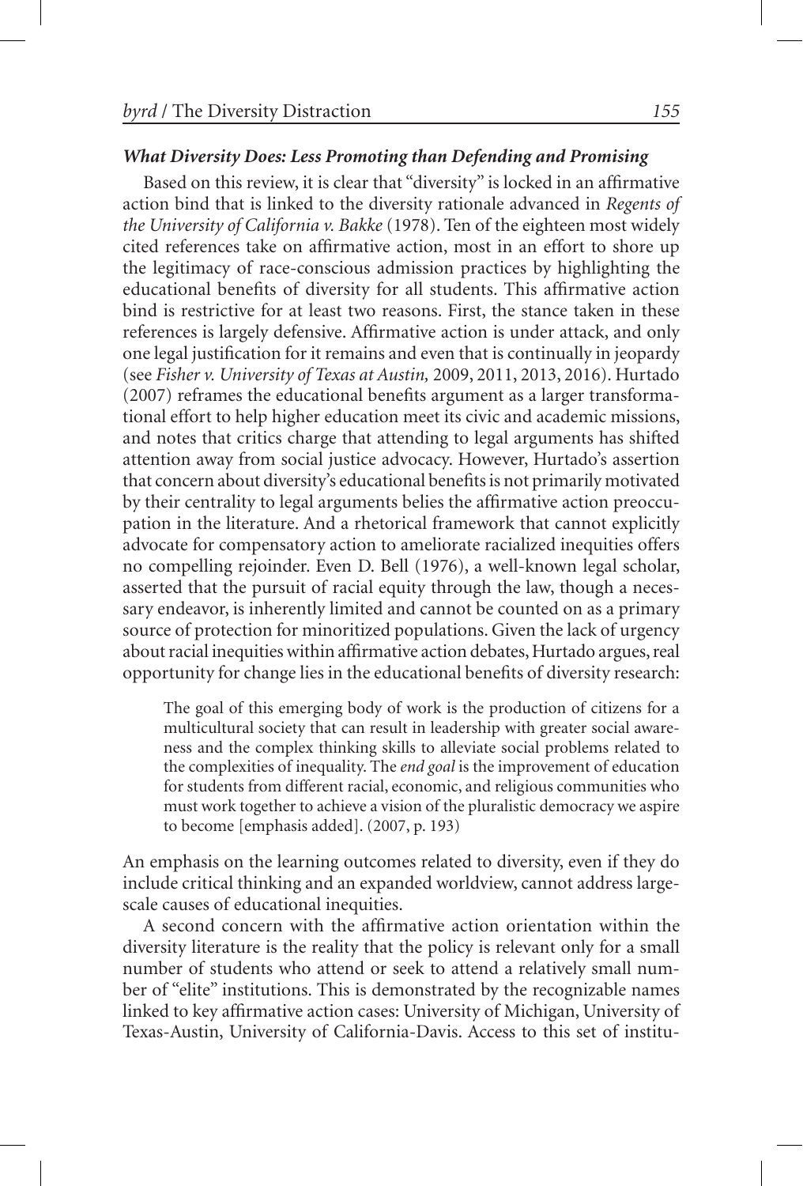### *What Diversity Does: Less Promoting than Defending and Promising*

Based on this review, it is clear that "diversity" is locked in an affirmative action bind that is linked to the diversity rationale advanced in *Regents of the University of California v. Bakke* (1978). Ten of the eighteen most widely cited references take on affirmative action, most in an effort to shore up the legitimacy of race-conscious admission practices by highlighting the educational benefits of diversity for all students. This affirmative action bind is restrictive for at least two reasons. First, the stance taken in these references is largely defensive. Affirmative action is under attack, and only one legal justification for it remains and even that is continually in jeopardy (see *Fisher v. University of Texas at Austin,* 2009, 2011, 2013, 2016). Hurtado (2007) reframes the educational benefits argument as a larger transformational effort to help higher education meet its civic and academic missions, and notes that critics charge that attending to legal arguments has shifted attention away from social justice advocacy. However, Hurtado's assertion that concern about diversity's educational benefits is not primarily motivated by their centrality to legal arguments belies the affirmative action preoccupation in the literature. And a rhetorical framework that cannot explicitly advocate for compensatory action to ameliorate racialized inequities offers no compelling rejoinder. Even D. Bell (1976), a well-known legal scholar, asserted that the pursuit of racial equity through the law, though a necessary endeavor, is inherently limited and cannot be counted on as a primary source of protection for minoritized populations. Given the lack of urgency about racial inequities within affirmative action debates, Hurtado argues, real opportunity for change lies in the educational benefits of diversity research:

> The goal of this emerging body of work is the production of citizens for a multicultural society that can result in leadership with greater social awareness and the complex thinking skills to alleviate social problems related to the complexities of inequality. The *end goal* is the improvement of education for students from different racial, economic, and religious communities who must work together to achieve a vision of the pluralistic democracy we aspire to become [emphasis added]. (2007, p. 193)

An emphasis on the learning outcomes related to diversity, even if they do include critical thinking and an expanded worldview, cannot address large-scale causes of educational inequities.

A second concern with the affirmative action orientation within the diversity literature is the reality that the policy is relevant only for a small number of students who attend or seek to attend a relatively small number of "elite" institutions. This is demonstrated by the recognizable names linked to key affirmative action cases: University of Michigan, University of Texas-Austin, University of California-Davis. Access to this set of institu-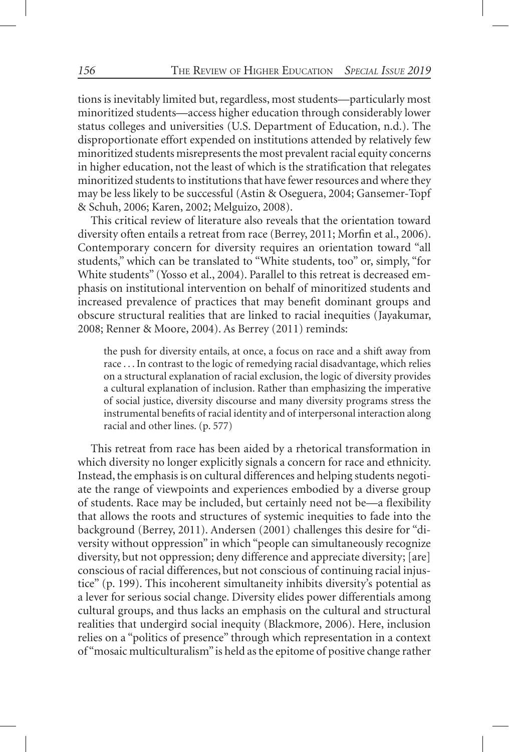tions is inevitably limited but, regardless, most students—particularly most minoritized students—access higher education through considerably lower status colleges and universities (U.S. Department of Education, n.d.). The disproportionate effort expended on institutions attended by relatively few minoritized students misrepresents the most prevalent racial equity concerns in higher education, not the least of which is the stratification that relegates minoritized students to institutions that have fewer resources and where they may be less likely to be successful (Astin & Oseguera, 2004; Gansemer-Topf & Schuh, 2006; Karen, 2002; Melguizo, 2008).

This critical review of literature also reveals that the orientation toward diversity often entails a retreat from race (Berrey, 2011; Morfin et al., 2006). Contemporary concern for diversity requires an orientation toward "all students," which can be translated to "White students, too" or, simply, "for White students" (Yosso et al., 2004). Parallel to this retreat is decreased emphasis on institutional intervention on behalf of minoritized students and increased prevalence of practices that may benefit dominant groups and obscure structural realities that are linked to racial inequities (Jayakumar, 2008; Renner & Moore, 2004). As Berrey (2011) reminds:

> the push for diversity entails, at once, a focus on race and a shift away from race . . . In contrast to the logic of remedying racial disadvantage, which relies on a structural explanation of racial exclusion, the logic of diversity provides a cultural explanation of inclusion. Rather than emphasizing the imperative of social justice, diversity discourse and many diversity programs stress the instrumental benefits of racial identity and of interpersonal interaction along racial and other lines. (p. 577)

This retreat from race has been aided by a rhetorical transformation in which diversity no longer explicitly signals a concern for race and ethnicity. Instead, the emphasis is on cultural differences and helping students negotiate the range of viewpoints and experiences embodied by a diverse group of students. Race may be included, but certainly need not be—a flexibility that allows the roots and structures of systemic inequities to fade into the background (Berrey, 2011). Andersen (2001) challenges this desire for "diversity without oppression" in which "people can simultaneously recognize diversity, but not oppression; deny difference and appreciate diversity; [are] conscious of racial differences, but not conscious of continuing racial injustice" (p. 199). This incoherent simultaneity inhibits diversity's potential as a lever for serious social change. Diversity elides power differentials among cultural groups, and thus lacks an emphasis on the cultural and structural realities that undergird social inequity (Blackmore, 2006). Here, inclusion relies on a "politics of presence" through which representation in a context of "mosaic multiculturalism" is held as the epitome of positive change rather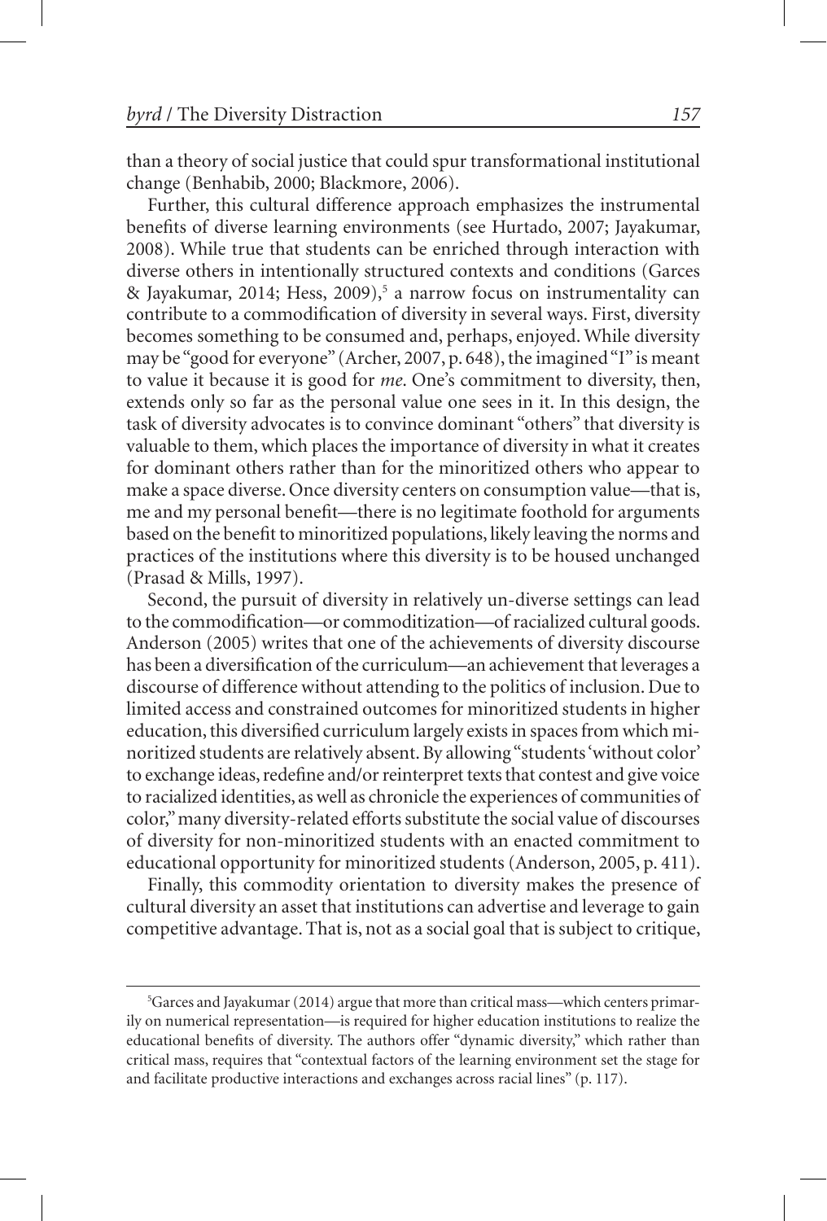than a theory of social justice that could spur transformational institutional change (Benhabib, 2000; Blackmore, 2006).

Further, this cultural difference approach emphasizes the instrumental benefits of diverse learning environments (see Hurtado, 2007; Jayakumar, 2008). While true that students can be enriched through interaction with diverse others in intentionally structured contexts and conditions (Garces & Jayakumar, 2014; Hess, 2009),[5] a narrow focus on instrumentality can contribute to a commodification of diversity in several ways. First, diversity becomes something to be consumed and, perhaps, enjoyed. While diversity may be "good for everyone" (Archer, 2007, p. 648), the imagined "I" is meant to value it because it is good for *me*. One's commitment to diversity, then, extends only so far as the personal value one sees in it. In this design, the task of diversity advocates is to convince dominant "others" that diversity is valuable to them, which places the importance of diversity in what it creates for dominant others rather than for the minoritized others who appear to make a space diverse. Once diversity centers on consumption value—that is, me and my personal benefit—there is no legitimate foothold for arguments based on the benefit to minoritized populations, likely leaving the norms and practices of the institutions where this diversity is to be housed unchanged (Prasad & Mills, 1997).

Second, the pursuit of diversity in relatively un-diverse settings can lead to the commodification—or commoditization—of racialized cultural goods. Anderson (2005) writes that one of the achievements of diversity discourse has been a diversification of the curriculum—an achievement that leverages a discourse of difference without attending to the politics of inclusion. Due to limited access and constrained outcomes for minoritized students in higher education, this diversified curriculum largely exists in spaces from which minoritized students are relatively absent. By allowing "students 'without color' to exchange ideas, redefine and/or reinterpret texts that contest and give voice to racialized identities, as well as chronicle the experiences of communities of color," many diversity-related efforts substitute the social value of discourses of diversity for non-minoritized students with an enacted commitment to educational opportunity for minoritized students (Anderson, 2005, p. 411).

Finally, this commodity orientation to diversity makes the presence of cultural diversity an asset that institutions can advertise and leverage to gain competitive advantage. That is, not as a social goal that is subject to critique,

[5] Garces and Jayakumar (2014) argue that more than critical mass—which centers primarily on numerical representation—is required for higher education institutions to realize the educational benefits of diversity. The authors offer "dynamic diversity," which rather than critical mass, requires that "contextual factors of the learning environment set the stage for and facilitate productive interactions and exchanges across racial lines" (p. 117).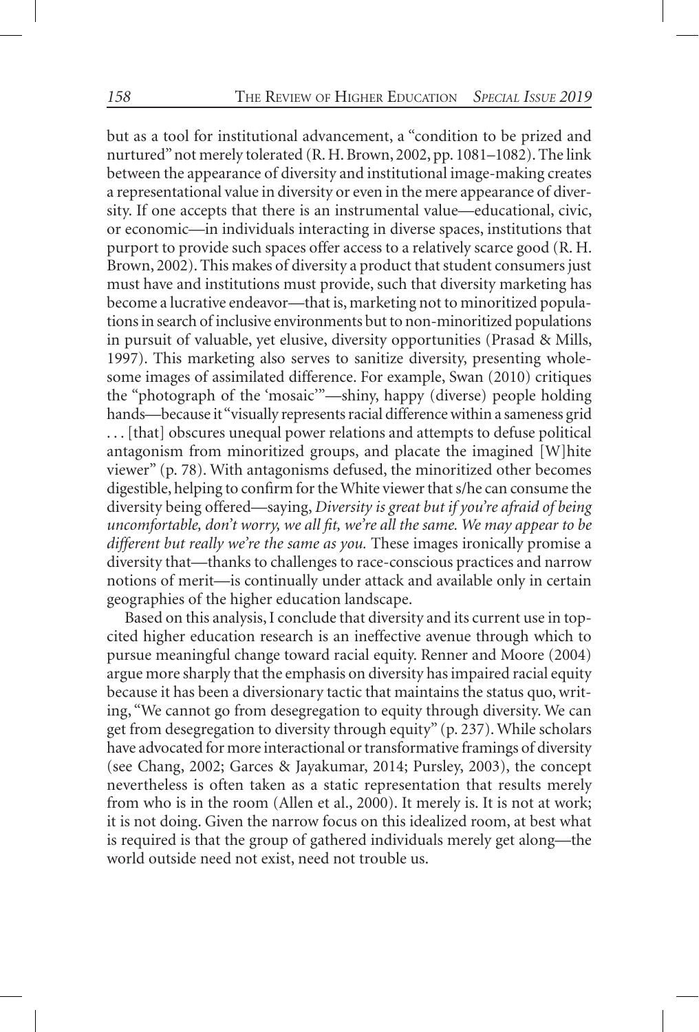but as a tool for institutional advancement, a "condition to be prized and nurtured" not merely tolerated (R. H. Brown, 2002, pp. 1081–1082). The link between the appearance of diversity and institutional image-making creates a representational value in diversity or even in the mere appearance of diversity. If one accepts that there is an instrumental value—educational, civic, or economic—in individuals interacting in diverse spaces, institutions that purport to provide such spaces offer access to a relatively scarce good (R. H. Brown, 2002). This makes of diversity a product that student consumers just must have and institutions must provide, such that diversity marketing has become a lucrative endeavor—that is, marketing not to minoritized populations in search of inclusive environments but to non-minoritized populations in pursuit of valuable, yet elusive, diversity opportunities (Prasad & Mills, 1997). This marketing also serves to sanitize diversity, presenting wholesome images of assimilated difference. For example, Swan (2010) critiques the "photograph of the 'mosaic'"—shiny, happy (diverse) people holding hands—because it "visually represents racial difference within a sameness grid . . . [that] obscures unequal power relations and attempts to defuse political antagonism from minoritized groups, and placate the imagined [W]hite viewer" (p. 78). With antagonisms defused, the minoritized other becomes digestible, helping to confirm for the White viewer that s/he can consume the diversity being offered—saying, *Diversity is great but if you're afraid of being uncomfortable, don't worry, we all fit, we're all the same. We may appear to be different but really we're the same as you.* These images ironically promise a diversity that—thanks to challenges to race-conscious practices and narrow notions of merit—is continually under attack and available only in certain geographies of the higher education landscape.

Based on this analysis, I conclude that diversity and its current use in top-cited higher education research is an ineffective avenue through which to pursue meaningful change toward racial equity. Renner and Moore (2004) argue more sharply that the emphasis on diversity has impaired racial equity because it has been a diversionary tactic that maintains the status quo, writing, "We cannot go from desegregation to equity through diversity. We can get from desegregation to diversity through equity" (p. 237). While scholars have advocated for more interactional or transformative framings of diversity (see Chang, 2002; Garces & Jayakumar, 2014; Pursley, 2003), the concept nevertheless is often taken as a static representation that results merely from who is in the room (Allen et al., 2000). It merely is. It is not at work; it is not doing. Given the narrow focus on this idealized room, at best what is required is that the group of gathered individuals merely get along—the world outside need not exist, need not trouble us.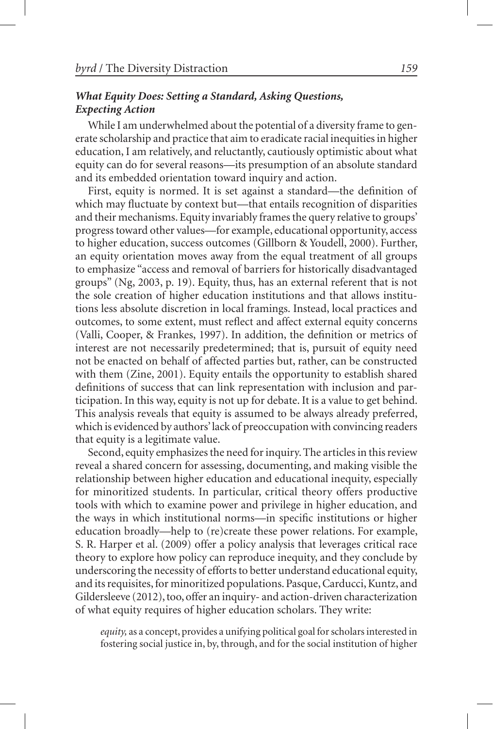### *What Equity Does: Setting a Standard, Asking Questions, Expecting Action*

While I am underwhelmed about the potential of a diversity frame to generate scholarship and practice that aim to eradicate racial inequities in higher education, I am relatively, and reluctantly, cautiously optimistic about what equity can do for several reasons—its presumption of an absolute standard and its embedded orientation toward inquiry and action.

First, equity is normed. It is set against a standard—the definition of which may fluctuate by context but—that entails recognition of disparities and their mechanisms. Equity invariably frames the query relative to groups' progress toward other values—for example, educational opportunity, access to higher education, success outcomes (Gillborn & Youdell, 2000). Further, an equity orientation moves away from the equal treatment of all groups to emphasize "access and removal of barriers for historically disadvantaged groups" (Ng, 2003, p. 19). Equity, thus, has an external referent that is not the sole creation of higher education institutions and that allows institutions less absolute discretion in local framings. Instead, local practices and outcomes, to some extent, must reflect and affect external equity concerns (Valli, Cooper, & Frankes, 1997). In addition, the definition or metrics of interest are not necessarily predetermined; that is, pursuit of equity need not be enacted on behalf of affected parties but, rather, can be constructed with them (Zine, 2001). Equity entails the opportunity to establish shared definitions of success that can link representation with inclusion and participation. In this way, equity is not up for debate. It is a value to get behind. This analysis reveals that equity is assumed to be always already preferred, which is evidenced by authors' lack of preoccupation with convincing readers that equity is a legitimate value.

Second, equity emphasizes the need for inquiry. The articles in this review reveal a shared concern for assessing, documenting, and making visible the relationship between higher education and educational inequity, especially for minoritized students. In particular, critical theory offers productive tools with which to examine power and privilege in higher education, and the ways in which institutional norms—in specific institutions or higher education broadly—help to (re)create these power relations. For example, S. R. Harper et al. (2009) offer a policy analysis that leverages critical race theory to explore how policy can reproduce inequity, and they conclude by underscoring the necessity of efforts to better understand educational equity, and its requisites, for minoritized populations. Pasque, Carducci, Kuntz, and Gildersleeve (2012), too, offer an inquiry- and action-driven characterization of what equity requires of higher education scholars. They write:

> *equity,* as a concept, provides a unifying political goal for scholars interested in fostering social justice in, by, through, and for the social institution of higher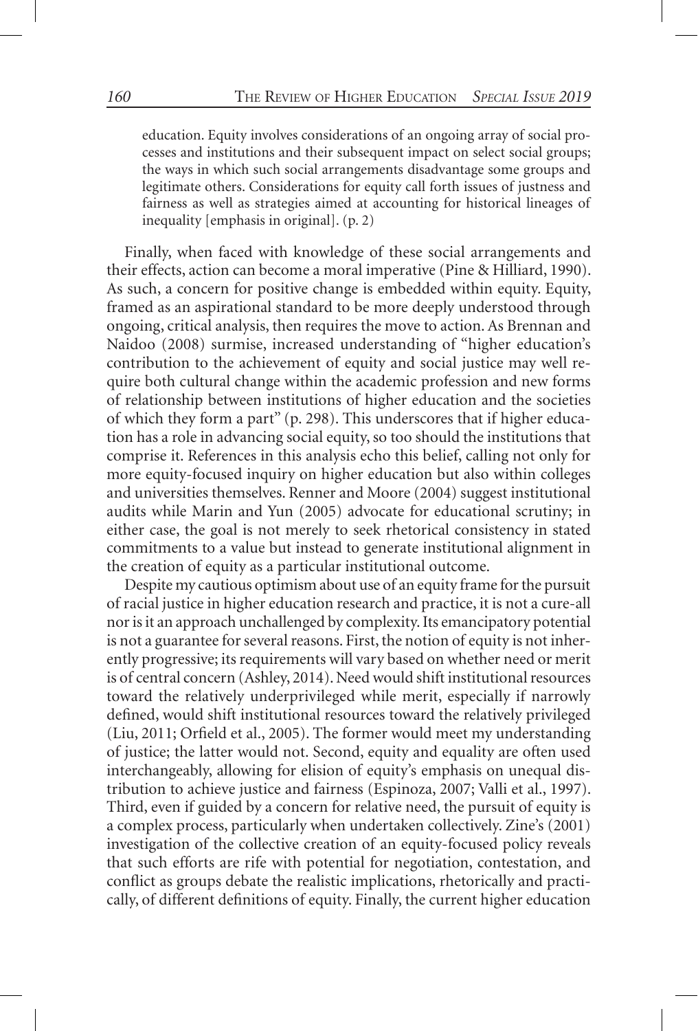> education. Equity involves considerations of an ongoing array of social processes and institutions and their subsequent impact on select social groups; the ways in which such social arrangements disadvantage some groups and legitimate others. Considerations for equity call forth issues of justness and fairness as well as strategies aimed at accounting for historical lineages of inequality [emphasis in original]. (p. 2)

Finally, when faced with knowledge of these social arrangements and their effects, action can become a moral imperative (Pine & Hilliard, 1990). As such, a concern for positive change is embedded within equity. Equity, framed as an aspirational standard to be more deeply understood through ongoing, critical analysis, then requires the move to action. As Brennan and Naidoo (2008) surmise, increased understanding of "higher education's contribution to the achievement of equity and social justice may well require both cultural change within the academic profession and new forms of relationship between institutions of higher education and the societies of which they form a part" (p. 298). This underscores that if higher education has a role in advancing social equity, so too should the institutions that comprise it. References in this analysis echo this belief, calling not only for more equity-focused inquiry on higher education but also within colleges and universities themselves. Renner and Moore (2004) suggest institutional audits while Marin and Yun (2005) advocate for educational scrutiny; in either case, the goal is not merely to seek rhetorical consistency in stated commitments to a value but instead to generate institutional alignment in the creation of equity as a particular institutional outcome.

Despite my cautious optimism about use of an equity frame for the pursuit of racial justice in higher education research and practice, it is not a cure-all nor is it an approach unchallenged by complexity. Its emancipatory potential is not a guarantee for several reasons. First, the notion of equity is not inherently progressive; its requirements will vary based on whether need or merit is of central concern (Ashley, 2014). Need would shift institutional resources toward the relatively underprivileged while merit, especially if narrowly defined, would shift institutional resources toward the relatively privileged (Liu, 2011; Orfield et al., 2005). The former would meet my understanding of justice; the latter would not. Second, equity and equality are often used interchangeably, allowing for elision of equity's emphasis on unequal distribution to achieve justice and fairness (Espinoza, 2007; Valli et al., 1997). Third, even if guided by a concern for relative need, the pursuit of equity is a complex process, particularly when undertaken collectively. Zine's (2001) investigation of the collective creation of an equity-focused policy reveals that such efforts are rife with potential for negotiation, contestation, and conflict as groups debate the realistic implications, rhetorically and practically, of different definitions of equity. Finally, the current higher education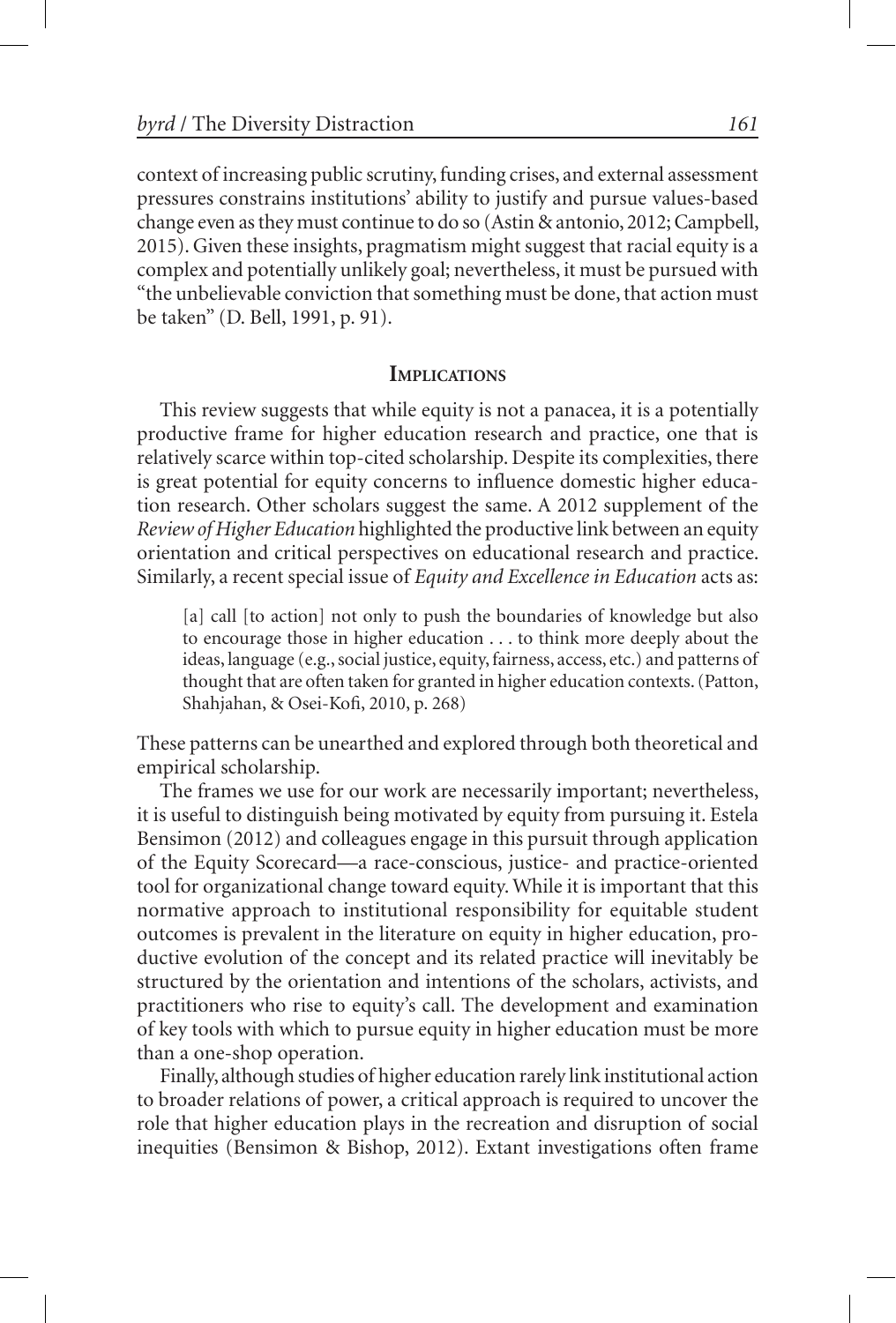context of increasing public scrutiny, funding crises, and external assessment pressures constrains institutions' ability to justify and pursue values-based change even as they must continue to do so (Astin & antonio, 2012; Campbell, 2015). Given these insights, pragmatism might suggest that racial equity is a complex and potentially unlikely goal; nevertheless, it must be pursued with "the unbelievable conviction that something must be done, that action must be taken" (D. Bell, 1991, p. 91).

## Implications

This review suggests that while equity is not a panacea, it is a potentially productive frame for higher education research and practice, one that is relatively scarce within top-cited scholarship. Despite its complexities, there is great potential for equity concerns to influence domestic higher education research. Other scholars suggest the same. A 2012 supplement of the *Review of Higher Education* highlighted the productive link between an equity orientation and critical perspectives on educational research and practice. Similarly, a recent special issue of *Equity and Excellence in Education* acts as:

> [a] call [to action] not only to push the boundaries of knowledge but also to encourage those in higher education . . . to think more deeply about the ideas, language (e.g., social justice, equity, fairness, access, etc.) and patterns of thought that are often taken for granted in higher education contexts. (Patton, Shahjahan, & Osei-Kofi, 2010, p. 268)

These patterns can be unearthed and explored through both theoretical and empirical scholarship.

The frames we use for our work are necessarily important; nevertheless, it is useful to distinguish being motivated by equity from pursuing it. Estela Bensimon (2012) and colleagues engage in this pursuit through application of the Equity Scorecard—a race-conscious, justice- and practice-oriented tool for organizational change toward equity. While it is important that this normative approach to institutional responsibility for equitable student outcomes is prevalent in the literature on equity in higher education, productive evolution of the concept and its related practice will inevitably be structured by the orientation and intentions of the scholars, activists, and practitioners who rise to equity's call. The development and examination of key tools with which to pursue equity in higher education must be more than a one-shop operation.

Finally, although studies of higher education rarely link institutional action to broader relations of power, a critical approach is required to uncover the role that higher education plays in the recreation and disruption of social inequities (Bensimon & Bishop, 2012). Extant investigations often frame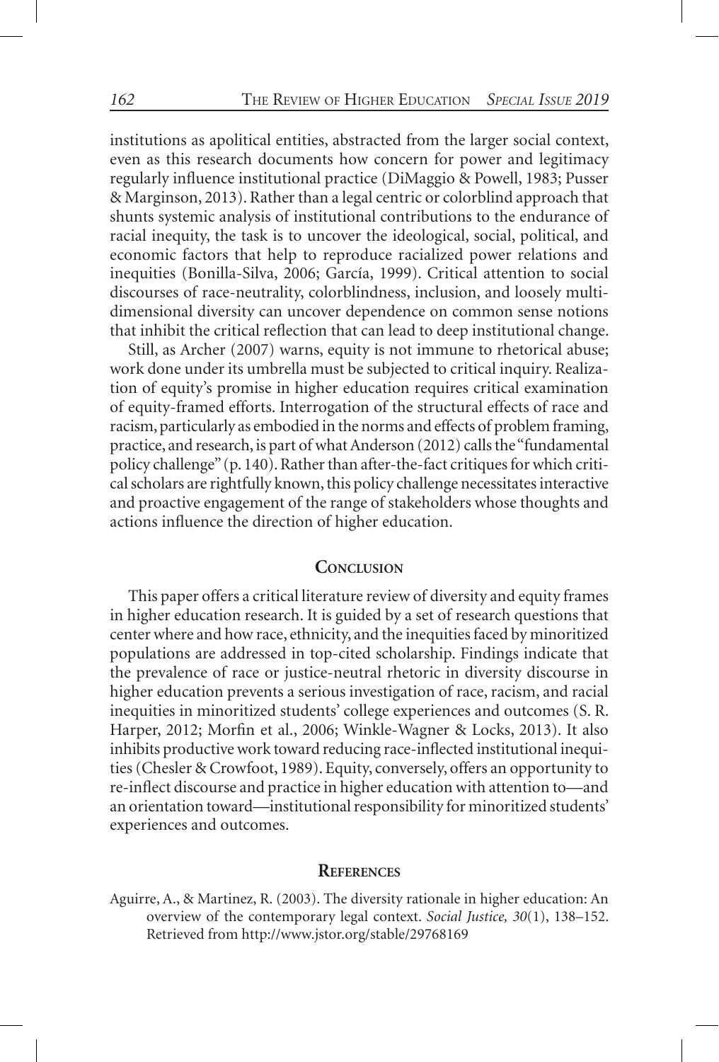institutions as apolitical entities, abstracted from the larger social context, even as this research documents how concern for power and legitimacy regularly influence institutional practice (DiMaggio & Powell, 1983; Pusser & Marginson, 2013). Rather than a legal centric or colorblind approach that shunts systemic analysis of institutional contributions to the endurance of racial inequity, the task is to uncover the ideological, social, political, and economic factors that help to reproduce racialized power relations and inequities (Bonilla-Silva, 2006; García, 1999). Critical attention to social discourses of race-neutrality, colorblindness, inclusion, and loosely multi-dimensional diversity can uncover dependence on common sense notions that inhibit the critical reflection that can lead to deep institutional change.

Still, as Archer (2007) warns, equity is not immune to rhetorical abuse; work done under its umbrella must be subjected to critical inquiry. Realization of equity's promise in higher education requires critical examination of equity-framed efforts. Interrogation of the structural effects of race and racism, particularly as embodied in the norms and effects of problem framing, practice, and research, is part of what Anderson (2012) calls the "fundamental policy challenge" (p. 140). Rather than after-the-fact critiques for which critical scholars are rightfully known, this policy challenge necessitates interactive and proactive engagement of the range of stakeholders whose thoughts and actions influence the direction of higher education.

## Conclusion

This paper offers a critical literature review of diversity and equity frames in higher education research. It is guided by a set of research questions that center where and how race, ethnicity, and the inequities faced by minoritized populations are addressed in top-cited scholarship. Findings indicate that the prevalence of race or justice-neutral rhetoric in diversity discourse in higher education prevents a serious investigation of race, racism, and racial inequities in minoritized students' college experiences and outcomes (S. R. Harper, 2012; Morfin et al., 2006; Winkle-Wagner & Locks, 2013). It also inhibits productive work toward reducing race-inflected institutional inequities (Chesler & Crowfoot, 1989). Equity, conversely, offers an opportunity to re-inflect discourse and practice in higher education with attention to—and an orientation toward—institutional responsibility for minoritized students' experiences and outcomes.

## References

Aguirre, A., & Martinez, R. (2003). The diversity rationale in higher education: An overview of the contemporary legal context. *Social Justice, 30*(1), 138–152. Retrieved from http://www.jstor.org/stable/29768169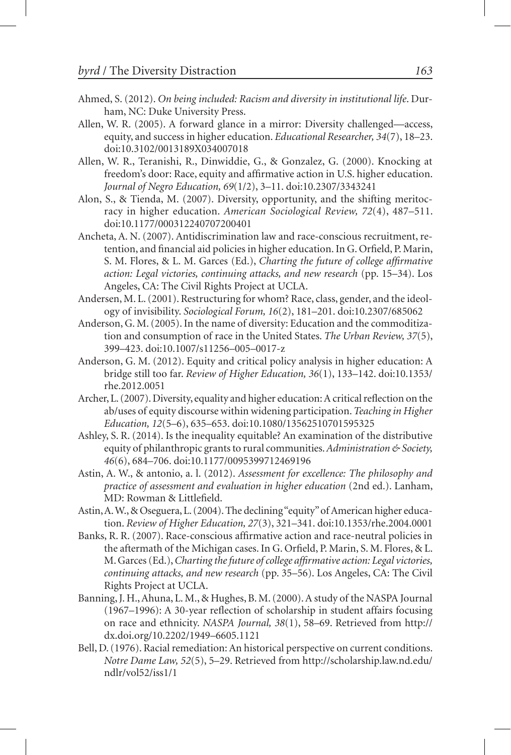Ahmed, S. (2012). *On being included: Racism and diversity in institutional life*. Durham, NC: Duke University Press.

Allen, W. R. (2005). A forward glance in a mirror: Diversity challenged—access, equity, and success in higher education. *Educational Researcher, 34*(7), 18–23. doi:10.3102/0013189X034007018

Allen, W. R., Teranishi, R., Dinwiddie, G., & Gonzalez, G. (2000). Knocking at freedom's door: Race, equity and affirmative action in U.S. higher education. *Journal of Negro Education, 69*(1/2), 3–11. doi:10.2307/3343241

Alon, S., & Tienda, M. (2007). Diversity, opportunity, and the shifting meritocracy in higher education. *American Sociological Review, 72*(4), 487–511. doi:10.1177/000312240707200401

Ancheta, A. N. (2007). Antidiscrimination law and race-conscious recruitment, retention, and financial aid policies in higher education. In G. Orfield, P. Marin, S. M. Flores, & L. M. Garces (Ed.), *Charting the future of college affirmative action: Legal victories, continuing attacks, and new research* (pp. 15–34). Los Angeles, CA: The Civil Rights Project at UCLA.

Andersen, M. L. (2001). Restructuring for whom? Race, class, gender, and the ideology of invisibility. *Sociological Forum, 16*(2), 181–201. doi:10.2307/685062

Anderson, G. M. (2005). In the name of diversity: Education and the commoditization and consumption of race in the United States. *The Urban Review, 37*(5), 399–423. doi:10.1007/s11256–005–0017-z

Anderson, G. M. (2012). Equity and critical policy analysis in higher education: A bridge still too far. *Review of Higher Education, 36*(1), 133–142. doi:10.1353/rhe.2012.0051

Archer, L. (2007). Diversity, equality and higher education: A critical reflection on the ab/uses of equity discourse within widening participation. *Teaching in Higher Education, 12*(5–6), 635–653. doi:10.1080/13562510701595325

Ashley, S. R. (2014). Is the inequality equitable? An examination of the distributive equity of philanthropic grants to rural communities. *Administration & Society, 46*(6), 684–706. doi:10.1177/0095399712469196

Astin, A. W., & antonio, a. l. (2012). *Assessment for excellence: The philosophy and practice of assessment and evaluation in higher education* (2nd ed.). Lanham, MD: Rowman & Littlefield.

Astin, A. W., & Oseguera, L. (2004). The declining "equity" of American higher education. *Review of Higher Education, 27*(3), 321–341. doi:10.1353/rhe.2004.0001

Banks, R. R. (2007). Race-conscious affirmative action and race-neutral policies in the aftermath of the Michigan cases. In G. Orfield, P. Marin, S. M. Flores, & L. M. Garces (Ed.), *Charting the future of college affirmative action: Legal victories, continuing attacks, and new research* (pp. 35–56). Los Angeles, CA: The Civil Rights Project at UCLA.

Banning, J. H., Ahuna, L. M., & Hughes, B. M. (2000). A study of the NASPA Journal (1967–1996): A 30-year reflection of scholarship in student affairs focusing on race and ethnicity. *NASPA Journal, 38*(1), 58–69. Retrieved from http://dx.doi.org/10.2202/1949–6605.1121

Bell, D. (1976). Racial remediation: An historical perspective on current conditions. *Notre Dame Law, 52*(5), 5–29. Retrieved from http://scholarship.law.nd.edu/ndlr/vol52/iss1/1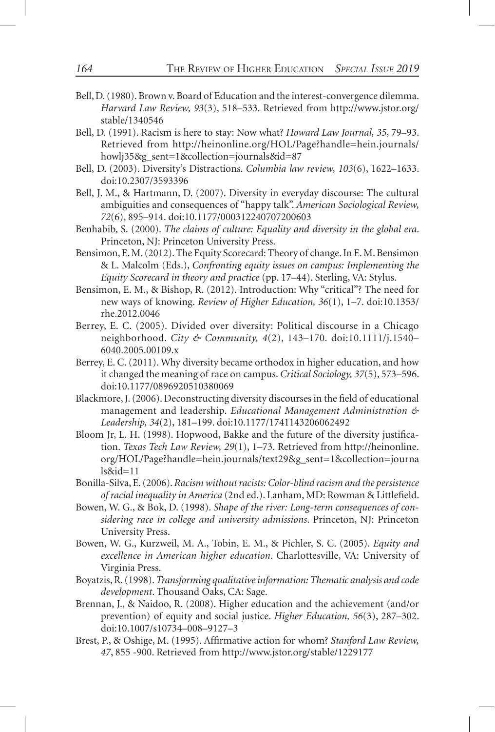Bell, D. (1980). Brown v. Board of Education and the interest-convergence dilemma. *Harvard Law Review, 93*(3), 518–533. Retrieved from http://www.jstor.org/stable/1340546

Bell, D. (1991). Racism is here to stay: Now what? *Howard Law Journal, 35*, 79–93. Retrieved from http://heinonline.org/HOL/Page?handle=hein.journals/howlj35&g_sent=1&collection=journals&id=87

Bell, D. (2003). Diversity's Distractions. *Columbia law review, 103*(6), 1622–1633. doi:10.2307/3593396

Bell, J. M., & Hartmann, D. (2007). Diversity in everyday discourse: The cultural ambiguities and consequences of "happy talk". *American Sociological Review, 72*(6), 895–914. doi:10.1177/000312240707200603

Benhabib, S. (2000). *The claims of culture: Equality and diversity in the global era*. Princeton, NJ: Princeton University Press.

Bensimon, E. M. (2012). The Equity Scorecard: Theory of change. In E. M. Bensimon & L. Malcolm (Eds.), *Confronting equity issues on campus: Implementing the Equity Scorecard in theory and practice* (pp. 17–44). Sterling, VA: Stylus.

Bensimon, E. M., & Bishop, R. (2012). Introduction: Why "critical"? The need for new ways of knowing. *Review of Higher Education, 36*(1), 1–7. doi:10.1353/rhe.2012.0046

Berrey, E. C. (2005). Divided over diversity: Political discourse in a Chicago neighborhood. *City & Community, 4*(2), 143–170. doi:10.1111/j.1540–6040.2005.00109.x

Berrey, E. C. (2011). Why diversity became orthodox in higher education, and how it changed the meaning of race on campus. *Critical Sociology, 37*(5), 573–596. doi:10.1177/0896920510380069

Blackmore, J. (2006). Deconstructing diversity discourses in the field of educational management and leadership. *Educational Management Administration & Leadership, 34*(2), 181–199. doi:10.1177/1741143206062492

Bloom Jr, L. H. (1998). Hopwood, Bakke and the future of the diversity justification. *Texas Tech Law Review, 29*(1), 1–73. Retrieved from http://heinonline.org/HOL/Page?handle=hein.journals/text29&g_sent=1&collection=journals&id=11

Bonilla-Silva, E. (2006). *Racism without racists: Color-blind racism and the persistence of racial inequality in America* (2nd ed.). Lanham, MD: Rowman & Littlefield.

Bowen, W. G., & Bok, D. (1998). *Shape of the river: Long-term consequences of considering race in college and university admissions*. Princeton, NJ: Princeton University Press.

Bowen, W. G., Kurzweil, M. A., Tobin, E. M., & Pichler, S. C. (2005). *Equity and excellence in American higher education*. Charlottesville, VA: University of Virginia Press.

Boyatzis, R. (1998). *Transforming qualitative information: Thematic analysis and code development*. Thousand Oaks, CA: Sage.

Brennan, J., & Naidoo, R. (2008). Higher education and the achievement (and/or prevention) of equity and social justice. *Higher Education, 56*(3), 287–302. doi:10.1007/s10734–008–9127–3

Brest, P., & Oshige, M. (1995). Affirmative action for whom? *Stanford Law Review, 47*, 855 -900. Retrieved from http://www.jstor.org/stable/1229177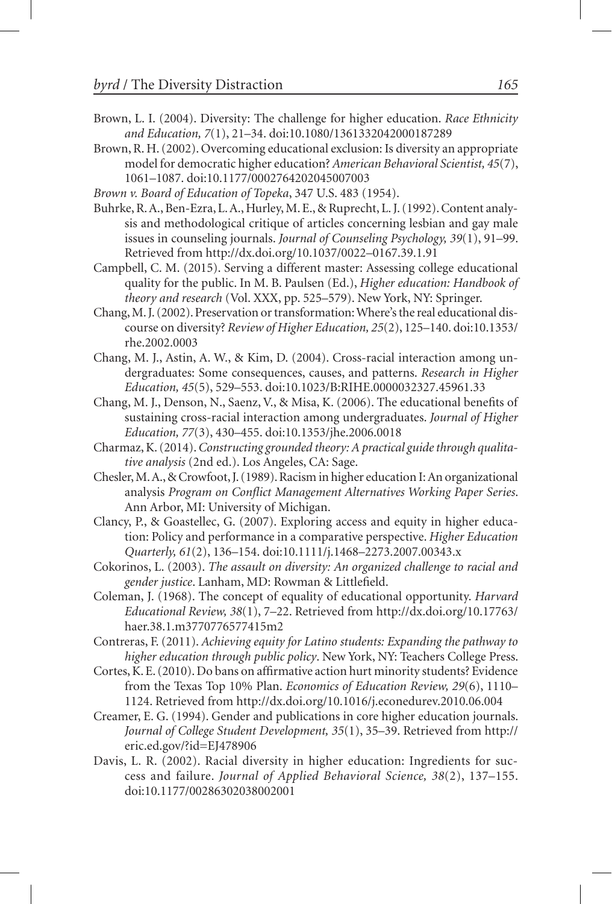Brown, L. I. (2004). Diversity: The challenge for higher education. *Race Ethnicity and Education, 7*(1), 21–34. doi:10.1080/1361332042000187289

Brown, R. H. (2002). Overcoming educational exclusion: Is diversity an appropriate model for democratic higher education? *American Behavioral Scientist, 45*(7), 1061–1087. doi:10.1177/0002764202045007003

*Brown v. Board of Education of Topeka*, 347 U.S. 483 (1954).

Buhrke, R. A., Ben-Ezra, L. A., Hurley, M. E., & Ruprecht, L. J. (1992). Content analysis and methodological critique of articles concerning lesbian and gay male issues in counseling journals. *Journal of Counseling Psychology, 39*(1), 91–99. Retrieved from http://dx.doi.org/10.1037/0022–0167.39.1.91

Campbell, C. M. (2015). Serving a different master: Assessing college educational quality for the public. In M. B. Paulsen (Ed.), *Higher education: Handbook of theory and research* (Vol. XXX, pp. 525–579). New York, NY: Springer.

Chang, M. J. (2002). Preservation or transformation: Where's the real educational discourse on diversity? *Review of Higher Education, 25*(2), 125–140. doi:10.1353/rhe.2002.0003

Chang, M. J., Astin, A. W., & Kim, D. (2004). Cross-racial interaction among undergraduates: Some consequences, causes, and patterns. *Research in Higher Education, 45*(5), 529–553. doi:10.1023/B:RIHE.0000032327.45961.33

Chang, M. J., Denson, N., Saenz, V., & Misa, K. (2006). The educational benefits of sustaining cross-racial interaction among undergraduates. *Journal of Higher Education, 77*(3), 430–455. doi:10.1353/jhe.2006.0018

Charmaz, K. (2014). *Constructing grounded theory: A practical guide through qualitative analysis* (2nd ed.). Los Angeles, CA: Sage.

Chesler, M. A., & Crowfoot, J. (1989). Racism in higher education I: An organizational analysis *Program on Conflict Management Alternatives Working Paper Series*. Ann Arbor, MI: University of Michigan.

Clancy, P., & Goastellec, G. (2007). Exploring access and equity in higher education: Policy and performance in a comparative perspective. *Higher Education Quarterly, 61*(2), 136–154. doi:10.1111/j.1468–2273.2007.00343.x

Cokorinos, L. (2003). *The assault on diversity: An organized challenge to racial and gender justice*. Lanham, MD: Rowman & Littlefield.

Coleman, J. (1968). The concept of equality of educational opportunity. *Harvard Educational Review, 38*(1), 7–22. Retrieved from http://dx.doi.org/10.17763/haer.38.1.m3770776577415m2

Contreras, F. (2011). *Achieving equity for Latino students: Expanding the pathway to higher education through public policy*. New York, NY: Teachers College Press.

Cortes, K. E. (2010). Do bans on affirmative action hurt minority students? Evidence from the Texas Top 10% Plan. *Economics of Education Review, 29*(6), 1110–1124. Retrieved from http://dx.doi.org/10.1016/j.econedurev.2010.06.004

Creamer, E. G. (1994). Gender and publications in core higher education journals. *Journal of College Student Development, 35*(1), 35–39. Retrieved from http://eric.ed.gov/?id=EJ478906

Davis, L. R. (2002). Racial diversity in higher education: Ingredients for success and failure. *Journal of Applied Behavioral Science, 38*(2), 137–155. doi:10.1177/00286302038002001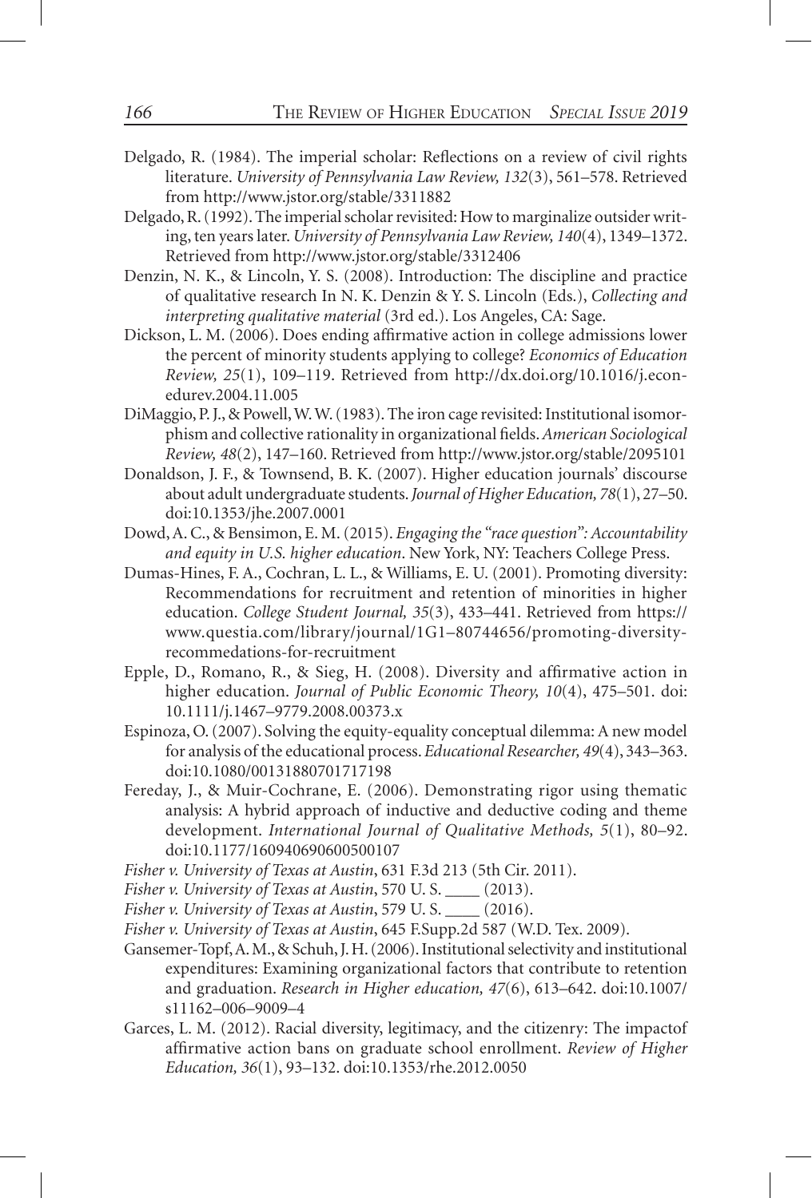Delgado, R. (1984). The imperial scholar: Reflections on a review of civil rights literature. *University of Pennsylvania Law Review, 132*(3), 561–578. Retrieved from http://www.jstor.org/stable/3311882

Delgado, R. (1992). The imperial scholar revisited: How to marginalize outsider writing, ten years later. *University of Pennsylvania Law Review, 140*(4), 1349–1372. Retrieved from http://www.jstor.org/stable/3312406

Denzin, N. K., & Lincoln, Y. S. (2008). Introduction: The discipline and practice of qualitative research In N. K. Denzin & Y. S. Lincoln (Eds.), *Collecting and interpreting qualitative material* (3rd ed.). Los Angeles, CA: Sage.

Dickson, L. M. (2006). Does ending affirmative action in college admissions lower the percent of minority students applying to college? *Economics of Education Review, 25*(1), 109–119. Retrieved from http://dx.doi.org/10.1016/j.econedurev.2004.11.005

DiMaggio, P. J., & Powell, W. W. (1983). The iron cage revisited: Institutional isomorphism and collective rationality in organizational fields. *American Sociological Review, 48*(2), 147–160. Retrieved from http://www.jstor.org/stable/2095101

Donaldson, J. F., & Townsend, B. K. (2007). Higher education journals' discourse about adult undergraduate students. *Journal of Higher Education, 78*(1), 27–50. doi:10.1353/jhe.2007.0001

Dowd, A. C., & Bensimon, E. M. (2015). *Engaging the "race question": Accountability and equity in U.S. higher education*. New York, NY: Teachers College Press.

Dumas-Hines, F. A., Cochran, L. L., & Williams, E. U. (2001). Promoting diversity: Recommendations for recruitment and retention of minorities in higher education. *College Student Journal, 35*(3), 433–441. Retrieved from https://www.questia.com/library/journal/1G1–80744656/promoting-diversity-recommedations-for-recruitment

Epple, D., Romano, R., & Sieg, H. (2008). Diversity and affirmative action in higher education. *Journal of Public Economic Theory, 10*(4), 475–501. doi: 10.1111/j.1467–9779.2008.00373.x

Espinoza, O. (2007). Solving the equity-equality conceptual dilemma: A new model for analysis of the educational process. *Educational Researcher, 49*(4), 343–363. doi:10.1080/00131880701717198

Fereday, J., & Muir-Cochrane, E. (2006). Demonstrating rigor using thematic analysis: A hybrid approach of inductive and deductive coding and theme development. *International Journal of Qualitative Methods, 5*(1), 80–92. doi:10.1177/160940690600500107

*Fisher v. University of Texas at Austin*, 631 F.3d 213 (5th Cir. 2011).

*Fisher v. University of Texas at Austin*, 570 U. S. ____ (2013).

*Fisher v. University of Texas at Austin*, 579 U. S. ____ (2016).

*Fisher v. University of Texas at Austin*, 645 F.Supp.2d 587 (W.D. Tex. 2009).

Gansemer-Topf, A. M., & Schuh, J. H. (2006). Institutional selectivity and institutional expenditures: Examining organizational factors that contribute to retention and graduation. *Research in Higher education, 47*(6), 613–642. doi:10.1007/s11162–006–9009–4

Garces, L. M. (2012). Racial diversity, legitimacy, and the citizenry: The impactof affirmative action bans on graduate school enrollment. *Review of Higher Education, 36*(1), 93–132. doi:10.1353/rhe.2012.0050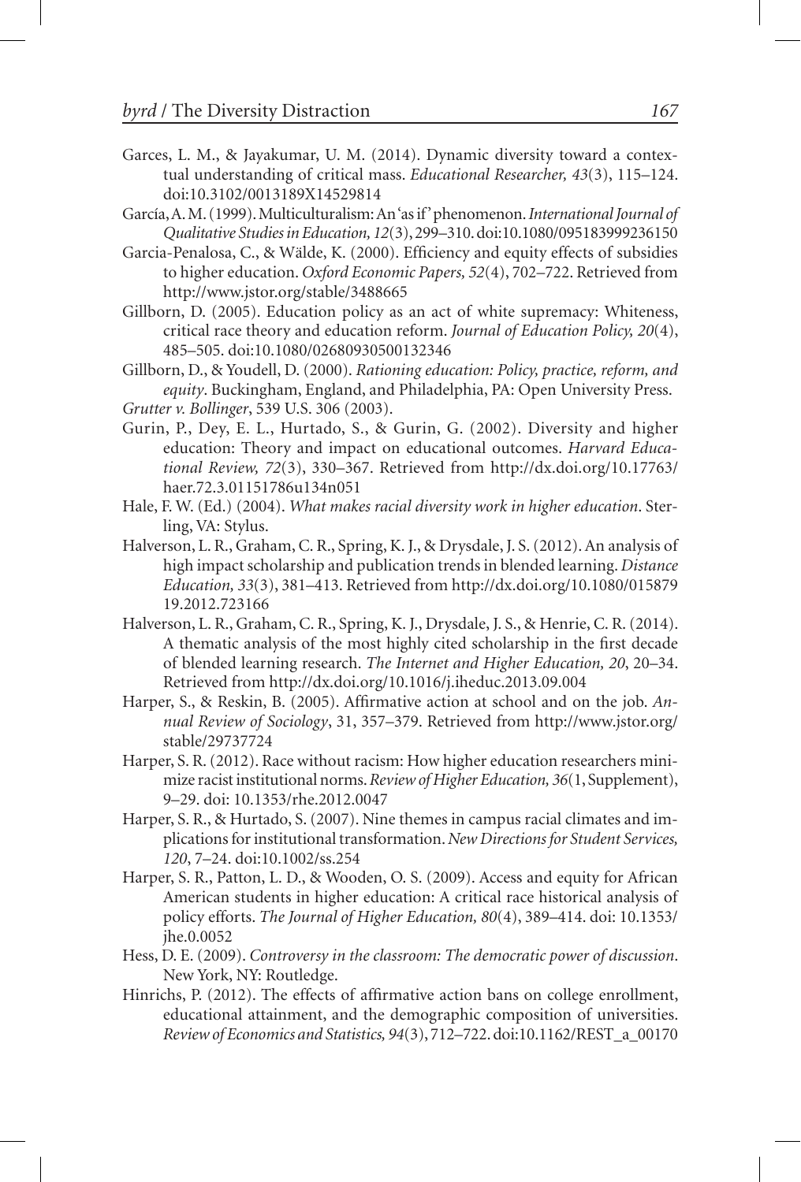Garces, L. M., & Jayakumar, U. M. (2014). Dynamic diversity toward a contextual understanding of critical mass. *Educational Researcher, 43*(3), 115–124. doi:10.3102/0013189X14529814

García, A. M. (1999). Multiculturalism: An 'as if' phenomenon. *International Journal of Qualitative Studies in Education, 12*(3), 299–310. doi:10.1080/095183999236150

Garcia-Penalosa, C., & Wälde, K. (2000). Efficiency and equity effects of subsidies to higher education. *Oxford Economic Papers, 52*(4), 702–722. Retrieved from http://www.jstor.org/stable/3488665

Gillborn, D. (2005). Education policy as an act of white supremacy: Whiteness, critical race theory and education reform. *Journal of Education Policy, 20*(4), 485–505. doi:10.1080/02680930500132346

Gillborn, D., & Youdell, D. (2000). *Rationing education: Policy, practice, reform, and equity*. Buckingham, England, and Philadelphia, PA: Open University Press.

*Grutter v. Bollinger*, 539 U.S. 306 (2003).

Gurin, P., Dey, E. L., Hurtado, S., & Gurin, G. (2002). Diversity and higher education: Theory and impact on educational outcomes. *Harvard Educational Review, 72*(3), 330–367. Retrieved from http://dx.doi.org/10.17763/haer.72.3.01151786u134n051

Hale, F. W. (Ed.) (2004). *What makes racial diversity work in higher education*. Sterling, VA: Stylus.

Halverson, L. R., Graham, C. R., Spring, K. J., & Drysdale, J. S. (2012). An analysis of high impact scholarship and publication trends in blended learning. *Distance Education, 33*(3), 381–413. Retrieved from http://dx.doi.org/10.1080/01587919.2012.723166

Halverson, L. R., Graham, C. R., Spring, K. J., Drysdale, J. S., & Henrie, C. R. (2014). A thematic analysis of the most highly cited scholarship in the first decade of blended learning research. *The Internet and Higher Education, 20*, 20–34. Retrieved from http://dx.doi.org/10.1016/j.iheduc.2013.09.004

Harper, S., & Reskin, B. (2005). Affirmative action at school and on the job. *Annual Review of Sociology*, 31, 357–379. Retrieved from http://www.jstor.org/stable/29737724

Harper, S. R. (2012). Race without racism: How higher education researchers minimize racist institutional norms. *Review of Higher Education, 36*(1, Supplement), 9–29. doi: 10.1353/rhe.2012.0047

Harper, S. R., & Hurtado, S. (2007). Nine themes in campus racial climates and implications for institutional transformation. *New Directions for Student Services, 120*, 7–24. doi:10.1002/ss.254

Harper, S. R., Patton, L. D., & Wooden, O. S. (2009). Access and equity for African American students in higher education: A critical race historical analysis of policy efforts. *The Journal of Higher Education, 80*(4), 389–414. doi: 10.1353/jhe.0.0052

Hess, D. E. (2009). *Controversy in the classroom: The democratic power of discussion*. New York, NY: Routledge.

Hinrichs, P. (2012). The effects of affirmative action bans on college enrollment, educational attainment, and the demographic composition of universities. *Review of Economics and Statistics, 94*(3), 712–722. doi:10.1162/REST_a_00170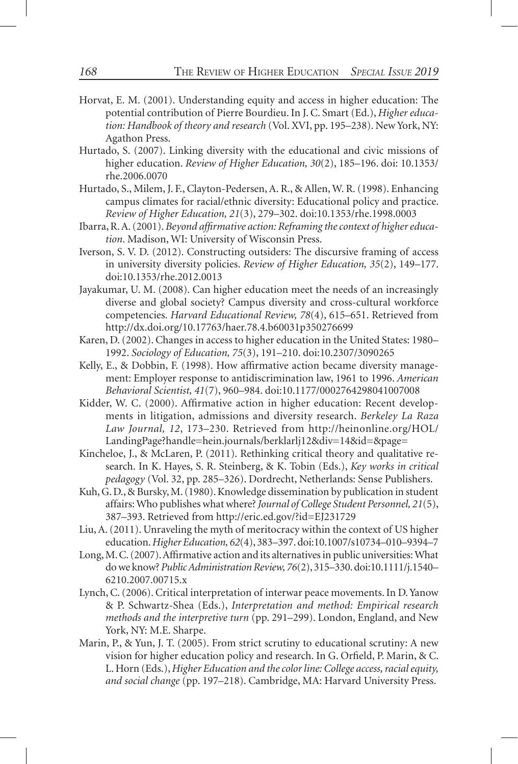Horvat, E. M. (2001). Understanding equity and access in higher education: The potential contribution of Pierre Bourdieu. In J. C. Smart (Ed.), *Higher education: Handbook of theory and research* (Vol. XVI, pp. 195–238). New York, NY: Agathon Press.

Hurtado, S. (2007). Linking diversity with the educational and civic missions of higher education. *Review of Higher Education, 30*(2), 185–196. doi: 10.1353/rhe.2006.0070

Hurtado, S., Milem, J. F., Clayton-Pedersen, A. R., & Allen, W. R. (1998). Enhancing campus climates for racial/ethnic diversity: Educational policy and practice. *Review of Higher Education, 21*(3), 279–302. doi:10.1353/rhe.1998.0003

Ibarra, R. A. (2001). *Beyond affirmative action: Reframing the context of higher education*. Madison, WI: University of Wisconsin Press.

Iverson, S. V. D. (2012). Constructing outsiders: The discursive framing of access in university diversity policies. *Review of Higher Education, 35*(2), 149–177. doi:10.1353/rhe.2012.0013

Jayakumar, U. M. (2008). Can higher education meet the needs of an increasingly diverse and global society? Campus diversity and cross-cultural workforce competencies. *Harvard Educational Review, 78*(4), 615–651. Retrieved from http://dx.doi.org/10.17763/haer.78.4.b60031p350276699

Karen, D. (2002). Changes in access to higher education in the United States: 1980–1992. *Sociology of Education, 75*(3), 191–210. doi:10.2307/3090265

Kelly, E., & Dobbin, F. (1998). How affirmative action became diversity management: Employer response to antidiscrimination law, 1961 to 1996. *American Behavioral Scientist, 41*(7), 960–984. doi:10.1177/0002764298041007008

Kidder, W. C. (2000). Affirmative action in higher education: Recent developments in litigation, admissions and diversity research. *Berkeley La Raza Law Journal, 12*, 173–230. Retrieved from http://heinonline.org/HOL/LandingPage?handle=hein.journals/berklarlj12&div=14&id=&page=

Kincheloe, J., & McLaren, P. (2011). Rethinking critical theory and qualitative research. In K. Hayes, S. R. Steinberg, & K. Tobin (Eds.), *Key works in critical pedagogy* (Vol. 32, pp. 285–326). Dordrecht, Netherlands: Sense Publishers.

Kuh, G. D., & Bursky, M. (1980). Knowledge dissemination by publication in student affairs: Who publishes what where? *Journal of College Student Personnel, 21*(5), 387–393. Retrieved from http://eric.ed.gov/?id=EJ231729

Liu, A. (2011). Unraveling the myth of meritocracy within the context of US higher education. *Higher Education, 62*(4), 383–397. doi:10.1007/s10734–010–9394–7

Long, M. C. (2007). Affirmative action and its alternatives in public universities: What do we know? *Public Administration Review, 76*(2), 315–330. doi:10.1111/j.1540–6210.2007.00715.x

Lynch, C. (2006). Critical interpretation of interwar peace movements. In D. Yanow & P. Schwartz-Shea (Eds.), *Interpretation and method: Empirical research methods and the interpretive turn* (pp. 291–299). London, England, and New York, NY: M.E. Sharpe.

Marin, P., & Yun, J. T. (2005). From strict scrutiny to educational scrutiny: A new vision for higher education policy and research. In G. Orfield, P. Marin, & C. L. Horn (Eds.), *Higher Education and the color line: College access, racial equity, and social change* (pp. 197–218). Cambridge, MA: Harvard University Press.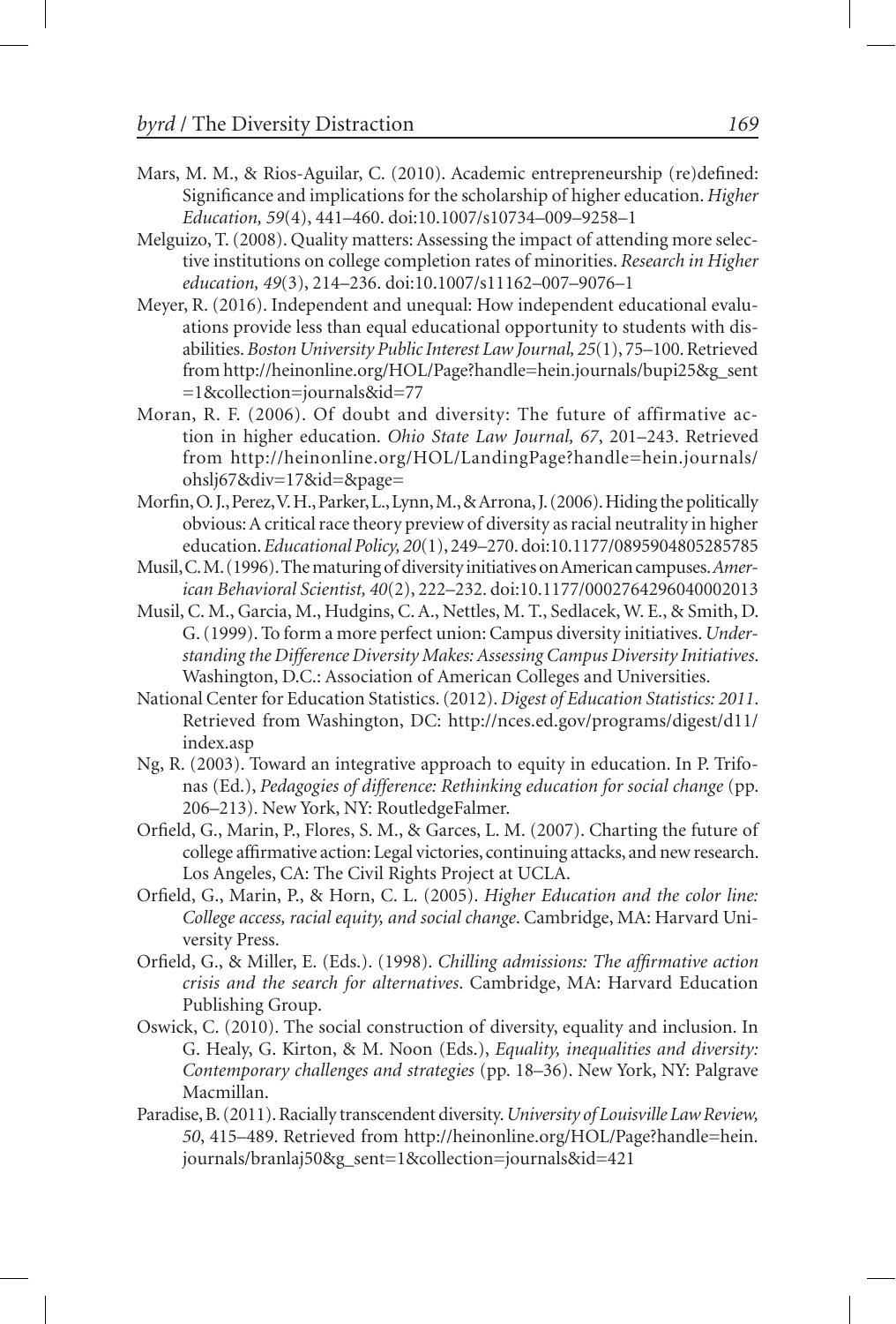Mars, M. M., & Rios-Aguilar, C. (2010). Academic entrepreneurship (re)defined: Significance and implications for the scholarship of higher education. *Higher Education, 59*(4), 441–460. doi:10.1007/s10734–009–9258–1

Melguizo, T. (2008). Quality matters: Assessing the impact of attending more selective institutions on college completion rates of minorities. *Research in Higher education, 49*(3), 214–236. doi:10.1007/s11162–007–9076–1

Meyer, R. (2016). Independent and unequal: How independent educational evaluations provide less than equal educational opportunity to students with disabilities. *Boston University Public Interest Law Journal, 25*(1), 75–100. Retrieved from http://heinonline.org/HOL/Page?handle=hein.journals/bupi25&g_sent=1&collection=journals&id=77

Moran, R. F. (2006). Of doubt and diversity: The future of affirmative action in higher education. *Ohio State Law Journal, 67*, 201–243. Retrieved from http://heinonline.org/HOL/LandingPage?handle=hein.journals/ohslj67&div=17&id=&page=

Morfin, O. J., Perez, V. H., Parker, L., Lynn, M., & Arrona, J. (2006). Hiding the politically obvious: A critical race theory preview of diversity as racial neutrality in higher education. *Educational Policy, 20*(1), 249–270. doi:10.1177/0895904805285785

Musil, C. M. (1996). The maturing of diversity initiatives on American campuses. *American Behavioral Scientist, 40*(2), 222–232. doi:10.1177/0002764296040002013

Musil, C. M., Garcia, M., Hudgins, C. A., Nettles, M. T., Sedlacek, W. E., & Smith, D. G. (1999). To form a more perfect union: Campus diversity initiatives. *Understanding the Difference Diversity Makes: Assessing Campus Diversity Initiatives*. Washington, D.C.: Association of American Colleges and Universities.

National Center for Education Statistics. (2012). *Digest of Education Statistics: 2011*. Retrieved from Washington, DC: http://nces.ed.gov/programs/digest/d11/index.asp

Ng, R. (2003). Toward an integrative approach to equity in education. In P. Trifonas (Ed.), *Pedagogies of difference: Rethinking education for social change* (pp. 206–213). New York, NY: RoutledgeFalmer.

Orfield, G., Marin, P., Flores, S. M., & Garces, L. M. (2007). Charting the future of college affirmative action: Legal victories, continuing attacks, and new research. Los Angeles, CA: The Civil Rights Project at UCLA.

Orfield, G., Marin, P., & Horn, C. L. (2005). *Higher Education and the color line: College access, racial equity, and social change*. Cambridge, MA: Harvard University Press.

Orfield, G., & Miller, E. (Eds.). (1998). *Chilling admissions: The affirmative action crisis and the search for alternatives*. Cambridge, MA: Harvard Education Publishing Group.

Oswick, C. (2010). The social construction of diversity, equality and inclusion. In G. Healy, G. Kirton, & M. Noon (Eds.), *Equality, inequalities and diversity: Contemporary challenges and strategies* (pp. 18–36). New York, NY: Palgrave Macmillan.

Paradise, B. (2011). Racially transcendent diversity. *University of Louisville Law Review, 50*, 415–489. Retrieved from http://heinonline.org/HOL/Page?handle=hein.journals/branlaj50&g_sent=1&collection=journals&id=421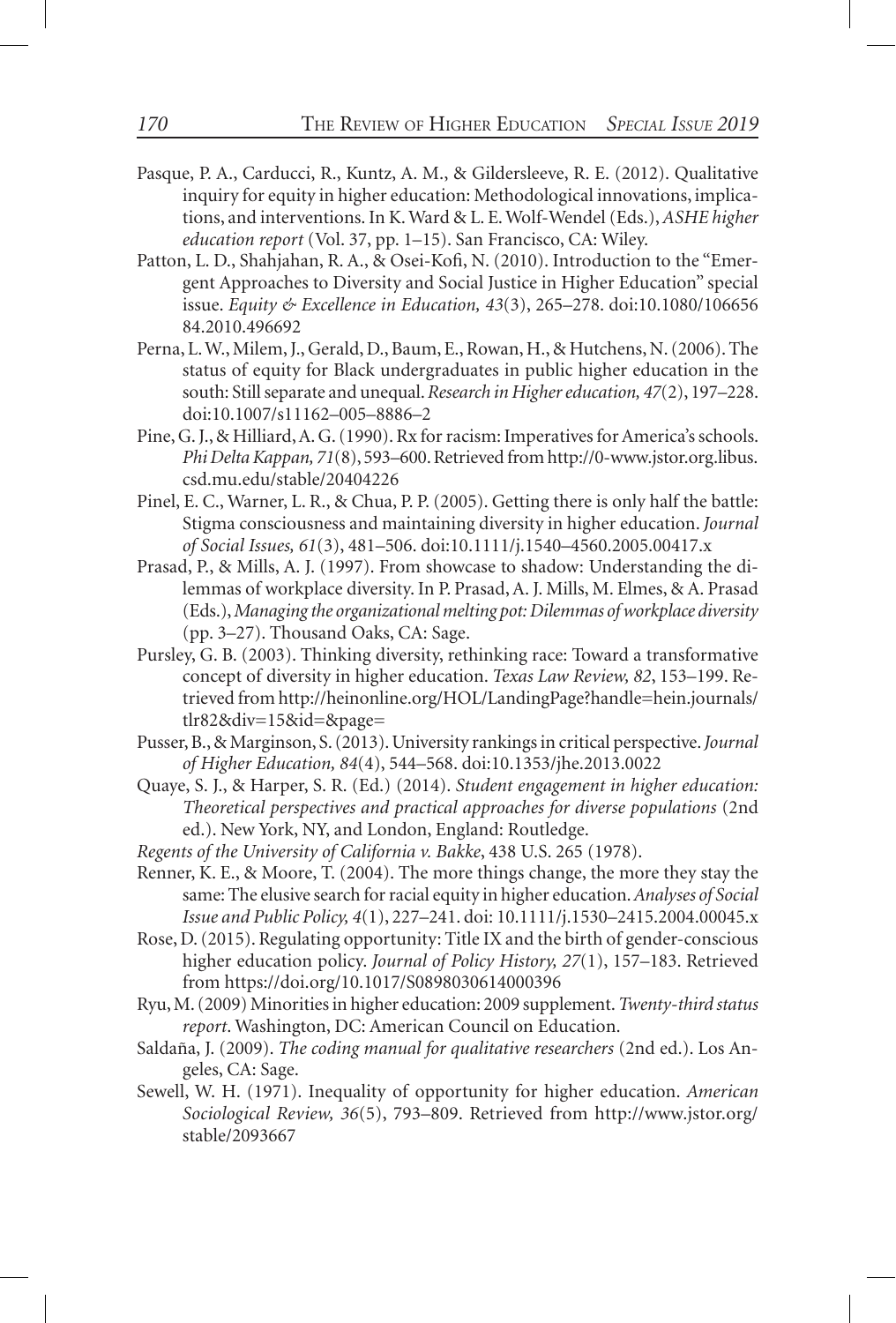Pasque, P. A., Carducci, R., Kuntz, A. M., & Gildersleeve, R. E. (2012). Qualitative inquiry for equity in higher education: Methodological innovations, implications, and interventions. In K. Ward & L. E. Wolf-Wendel (Eds.), *ASHE higher education report* (Vol. 37, pp. 1–15). San Francisco, CA: Wiley.

Patton, L. D., Shahjahan, R. A., & Osei-Kofi, N. (2010). Introduction to the "Emergent Approaches to Diversity and Social Justice in Higher Education" special issue. *Equity & Excellence in Education, 43*(3), 265–278. doi:10.1080/10665684.2010.496692

Perna, L. W., Milem, J., Gerald, D., Baum, E., Rowan, H., & Hutchens, N. (2006). The status of equity for Black undergraduates in public higher education in the south: Still separate and unequal. *Research in Higher education, 47*(2), 197–228. doi:10.1007/s11162–005–8886–2

Pine, G. J., & Hilliard, A. G. (1990). Rx for racism: Imperatives for America's schools. *Phi Delta Kappan, 71*(8), 593–600. Retrieved from http://0-www.jstor.org.libus.csd.mu.edu/stable/20404226

Pinel, E. C., Warner, L. R., & Chua, P. P. (2005). Getting there is only half the battle: Stigma consciousness and maintaining diversity in higher education. *Journal of Social Issues, 61*(3), 481–506. doi:10.1111/j.1540–4560.2005.00417.x

Prasad, P., & Mills, A. J. (1997). From showcase to shadow: Understanding the dilemmas of workplace diversity. In P. Prasad, A. J. Mills, M. Elmes, & A. Prasad (Eds.), *Managing the organizational melting pot: Dilemmas of workplace diversity* (pp. 3–27). Thousand Oaks, CA: Sage.

Pursley, G. B. (2003). Thinking diversity, rethinking race: Toward a transformative concept of diversity in higher education. *Texas Law Review, 82*, 153–199. Retrieved from http://heinonline.org/HOL/LandingPage?handle=hein.journals/tlr82&div=15&id=&page=

Pusser, B., & Marginson, S. (2013). University rankings in critical perspective. *Journal of Higher Education, 84*(4), 544–568. doi:10.1353/jhe.2013.0022

Quaye, S. J., & Harper, S. R. (Ed.) (2014). *Student engagement in higher education: Theoretical perspectives and practical approaches for diverse populations* (2nd ed.). New York, NY, and London, England: Routledge.

*Regents of the University of California v. Bakke*, 438 U.S. 265 (1978).

Renner, K. E., & Moore, T. (2004). The more things change, the more they stay the same: The elusive search for racial equity in higher education. *Analyses of Social Issue and Public Policy, 4*(1), 227–241. doi: 10.1111/j.1530–2415.2004.00045.x

Rose, D. (2015). Regulating opportunity: Title IX and the birth of gender-conscious higher education policy. *Journal of Policy History, 27*(1), 157–183. Retrieved from https://doi.org/10.1017/S0898030614000396

Ryu, M. (2009) Minorities in higher education: 2009 supplement. *Twenty-third status report*. Washington, DC: American Council on Education.

Saldaña, J. (2009). *The coding manual for qualitative researchers* (2nd ed.). Los Angeles, CA: Sage.

Sewell, W. H. (1971). Inequality of opportunity for higher education. *American Sociological Review, 36*(5), 793–809. Retrieved from http://www.jstor.org/stable/2093667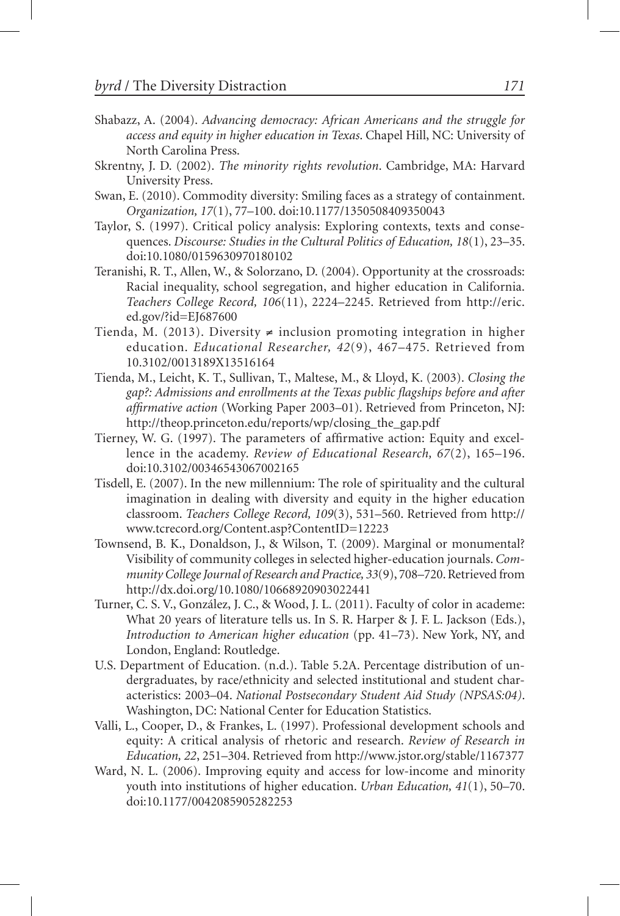Shabazz, A. (2004). *Advancing democracy: African Americans and the struggle for access and equity in higher education in Texas*. Chapel Hill, NC: University of North Carolina Press.

Skrentny, J. D. (2002). *The minority rights revolution*. Cambridge, MA: Harvard University Press.

Swan, E. (2010). Commodity diversity: Smiling faces as a strategy of containment. *Organization, 17*(1), 77–100. doi:10.1177/1350508409350043

Taylor, S. (1997). Critical policy analysis: Exploring contexts, texts and consequences. *Discourse: Studies in the Cultural Politics of Education, 18*(1), 23–35. doi:10.1080/0159630970180102

Teranishi, R. T., Allen, W., & Solorzano, D. (2004). Opportunity at the crossroads: Racial inequality, school segregation, and higher education in California. *Teachers College Record, 106*(11), 2224–2245. Retrieved from http://eric.ed.gov/?id=EJ687600

Tienda, M. (2013). Diversity ≠ inclusion promoting integration in higher education. *Educational Researcher, 42*(9), 467–475. Retrieved from 10.3102/0013189X13516164

Tienda, M., Leicht, K. T., Sullivan, T., Maltese, M., & Lloyd, K. (2003). *Closing the gap?: Admissions and enrollments at the Texas public flagships before and after affirmative action* (Working Paper 2003–01). Retrieved from Princeton, NJ: http://theop.princeton.edu/reports/wp/closing_the_gap.pdf

Tierney, W. G. (1997). The parameters of affirmative action: Equity and excellence in the academy. *Review of Educational Research, 67*(2), 165–196. doi:10.3102/00346543067002165

Tisdell, E. (2007). In the new millennium: The role of spirituality and the cultural imagination in dealing with diversity and equity in the higher education classroom. *Teachers College Record, 109*(3), 531–560. Retrieved from http://www.tcrecord.org/Content.asp?ContentID=12223

Townsend, B. K., Donaldson, J., & Wilson, T. (2009). Marginal or monumental? Visibility of community colleges in selected higher-education journals. *Community College Journal of Research and Practice, 33*(9), 708–720. Retrieved from http://dx.doi.org/10.1080/10668920903022441

Turner, C. S. V., González, J. C., & Wood, J. L. (2011). Faculty of color in academe: What 20 years of literature tells us. In S. R. Harper & J. F. L. Jackson (Eds.), *Introduction to American higher education* (pp. 41–73). New York, NY, and London, England: Routledge.

U.S. Department of Education. (n.d.). Table 5.2A. Percentage distribution of undergraduates, by race/ethnicity and selected institutional and student characteristics: 2003–04. *National Postsecondary Student Aid Study (NPSAS:04)*. Washington, DC: National Center for Education Statistics.

Valli, L., Cooper, D., & Frankes, L. (1997). Professional development schools and equity: A critical analysis of rhetoric and research. *Review of Research in Education, 22*, 251–304. Retrieved from http://www.jstor.org/stable/1167377

Ward, N. L. (2006). Improving equity and access for low-income and minority youth into institutions of higher education. *Urban Education, 41*(1), 50–70. doi:10.1177/0042085905282253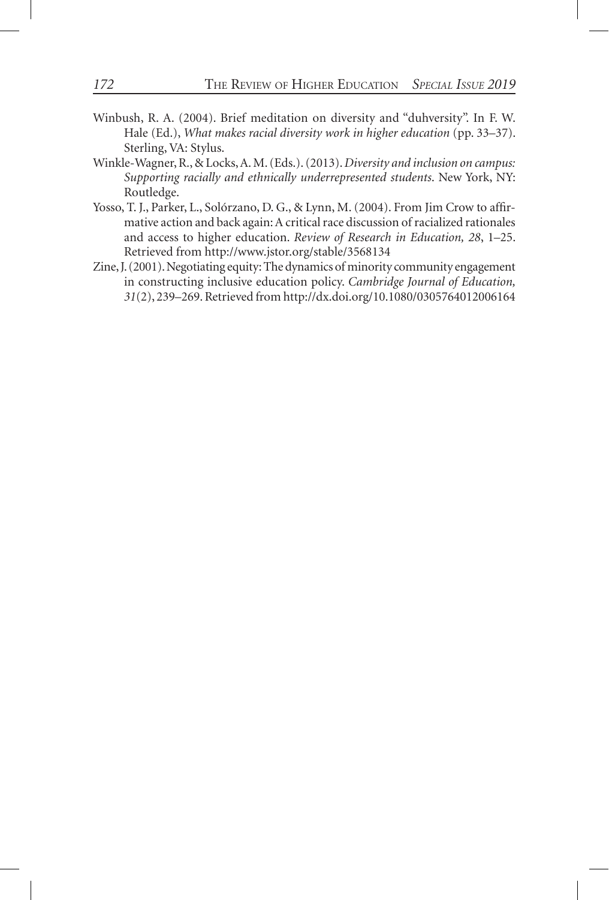Winbush, R. A. (2004). Brief meditation on diversity and "duhversity". In F. W. Hale (Ed.), *What makes racial diversity work in higher education* (pp. 33–37). Sterling, VA: Stylus.

Winkle-Wagner, R., & Locks, A. M. (Eds.). (2013). *Diversity and inclusion on campus: Supporting racially and ethnically underrepresented students*. New York, NY: Routledge.

Yosso, T. J., Parker, L., Solórzano, D. G., & Lynn, M. (2004). From Jim Crow to affirmative action and back again: A critical race discussion of racialized rationales and access to higher education. *Review of Research in Education, 28*, 1–25. Retrieved from http://www.jstor.org/stable/3568134

Zine, J. (2001). Negotiating equity: The dynamics of minority community engagement in constructing inclusive education policy. *Cambridge Journal of Education, 31*(2), 239–269. Retrieved from http://dx.doi.org/10.1080/0305764012006164